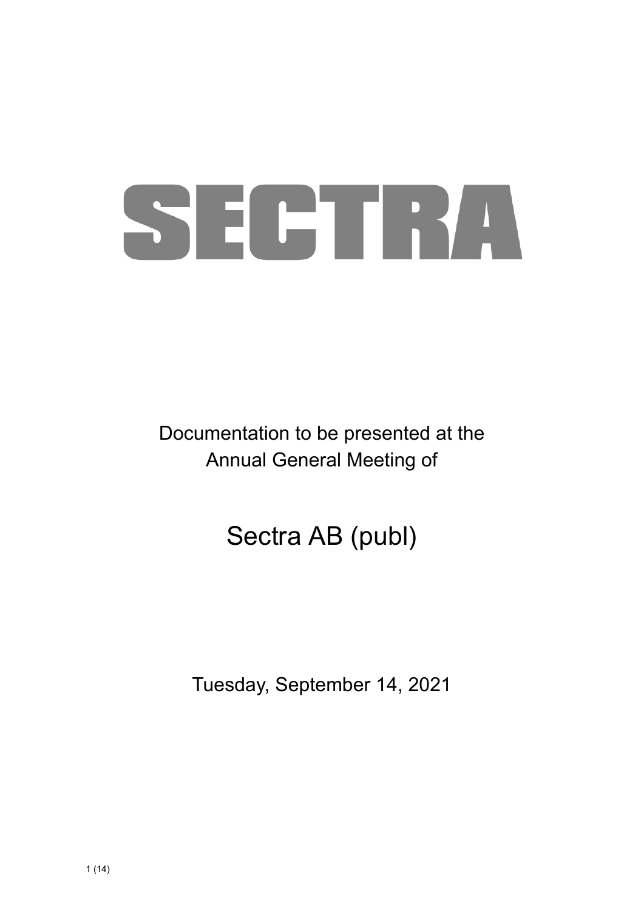# SECTRA

Documentation to be presented at the Annual General Meeting of

## Sectra AB (publ)

Tuesday, September 14, 2021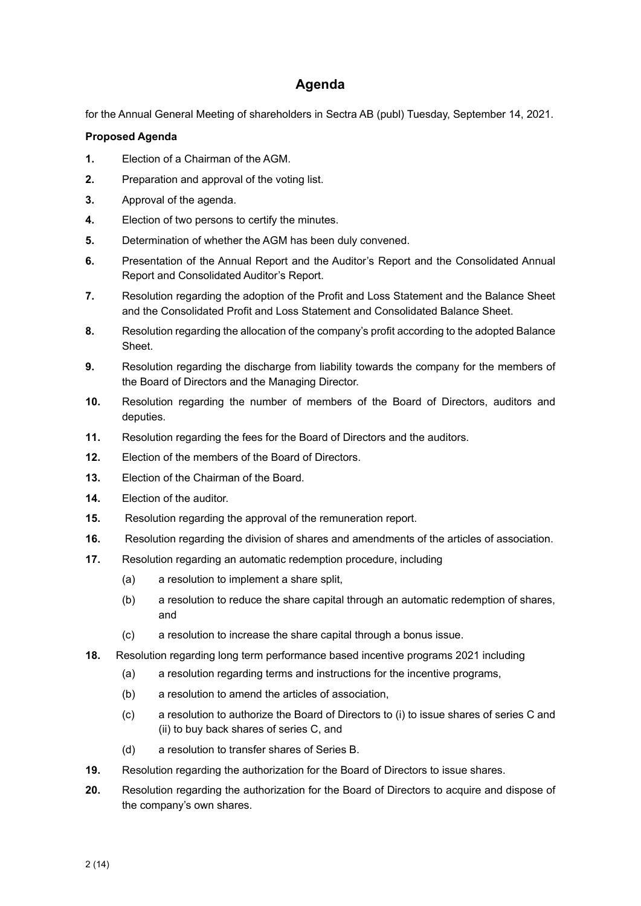# Agenda

for the Annual General Meeting of shareholders in Sectra AB (publ) Tuesday, September 14, 2021.

**Proposed Agenda**

**1.** Election of a Chairman of the AGM.

**2.** Preparation and approval of the voting list.

**3.** Approval of the agenda.

**4.** Election of two persons to certify the minutes.

**5.** Determination of whether the AGM has been duly convened.

**6.** Presentation of the Annual Report and the Auditor's Report and the Consolidated Annual Report and Consolidated Auditor's Report.

**7.** Resolution regarding the adoption of the Profit and Loss Statement and the Balance Sheet and the Consolidated Profit and Loss Statement and Consolidated Balance Sheet.

**8.** Resolution regarding the allocation of the company's profit according to the adopted Balance Sheet.

**9.** Resolution regarding the discharge from liability towards the company for the members of the Board of Directors and the Managing Director.

**10.** Resolution regarding the number of members of the Board of Directors, auditors and deputies.

**11.** Resolution regarding the fees for the Board of Directors and the auditors.

**12.** Election of the members of the Board of Directors.

**13.** Election of the Chairman of the Board.

**14.** Election of the auditor.

**15.** Resolution regarding the approval of the remuneration report.

**16.** Resolution regarding the division of shares and amendments of the articles of association.

**17.** Resolution regarding an automatic redemption procedure, including

(a) a resolution to implement a share split,

(b) a resolution to reduce the share capital through an automatic redemption of shares, and

(c) a resolution to increase the share capital through a bonus issue.

**18.** Resolution regarding long term performance based incentive programs 2021 including

(a) a resolution regarding terms and instructions for the incentive programs,

(b) a resolution to amend the articles of association,

(c) a resolution to authorize the Board of Directors to (i) to issue shares of series C and (ii) to buy back shares of series C, and

(d) a resolution to transfer shares of Series B.

**19.** Resolution regarding the authorization for the Board of Directors to issue shares.

**20.** Resolution regarding the authorization for the Board of Directors to acquire and dispose of the company's own shares.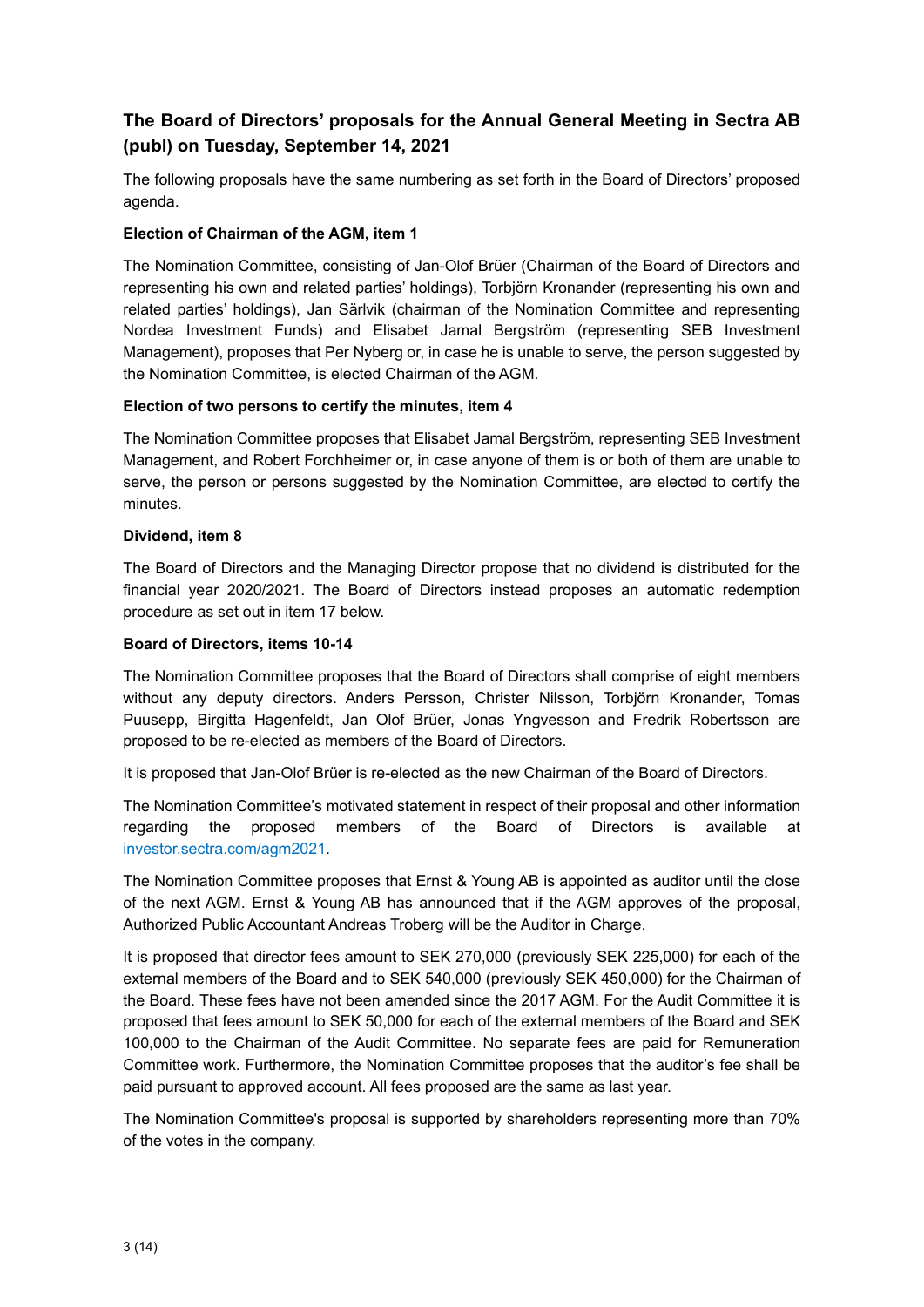## The Board of Directors' proposals for the Annual General Meeting in Sectra AB (publ) on Tuesday, September 14, 2021

The following proposals have the same numbering as set forth in the Board of Directors' proposed agenda.

**Election of Chairman of the AGM, item 1**

The Nomination Committee, consisting of Jan-Olof Brüer (Chairman of the Board of Directors and representing his own and related parties' holdings), Torbjörn Kronander (representing his own and related parties' holdings), Jan Särlvik (chairman of the Nomination Committee and representing Nordea Investment Funds) and Elisabet Jamal Bergström (representing SEB Investment Management), proposes that Per Nyberg or, in case he is unable to serve, the person suggested by the Nomination Committee, is elected Chairman of the AGM.

**Election of two persons to certify the minutes, item 4**

The Nomination Committee proposes that Elisabet Jamal Bergström, representing SEB Investment Management, and Robert Forchheimer or, in case anyone of them is or both of them are unable to serve, the person or persons suggested by the Nomination Committee, are elected to certify the minutes.

**Dividend, item 8**

The Board of Directors and the Managing Director propose that no dividend is distributed for the financial year 2020/2021. The Board of Directors instead proposes an automatic redemption procedure as set out in item 17 below.

**Board of Directors, items 10-14**

The Nomination Committee proposes that the Board of Directors shall comprise of eight members without any deputy directors. Anders Persson, Christer Nilsson, Torbjörn Kronander, Tomas Puusepp, Birgitta Hagenfeldt, Jan Olof Brüer, Jonas Yngvesson and Fredrik Robertsson are proposed to be re-elected as members of the Board of Directors.

It is proposed that Jan-Olof Brüer is re-elected as the new Chairman of the Board of Directors.

The Nomination Committee's motivated statement in respect of their proposal and other information regarding the proposed members of the Board of Directors is available at investor.sectra.com/agm2021.

The Nomination Committee proposes that Ernst & Young AB is appointed as auditor until the close of the next AGM. Ernst & Young AB has announced that if the AGM approves of the proposal, Authorized Public Accountant Andreas Troberg will be the Auditor in Charge.

It is proposed that director fees amount to SEK 270,000 (previously SEK 225,000) for each of the external members of the Board and to SEK 540,000 (previously SEK 450,000) for the Chairman of the Board. These fees have not been amended since the 2017 AGM. For the Audit Committee it is proposed that fees amount to SEK 50,000 for each of the external members of the Board and SEK 100,000 to the Chairman of the Audit Committee. No separate fees are paid for Remuneration Committee work. Furthermore, the Nomination Committee proposes that the auditor's fee shall be paid pursuant to approved account. All fees proposed are the same as last year.

The Nomination Committee's proposal is supported by shareholders representing more than 70% of the votes in the company.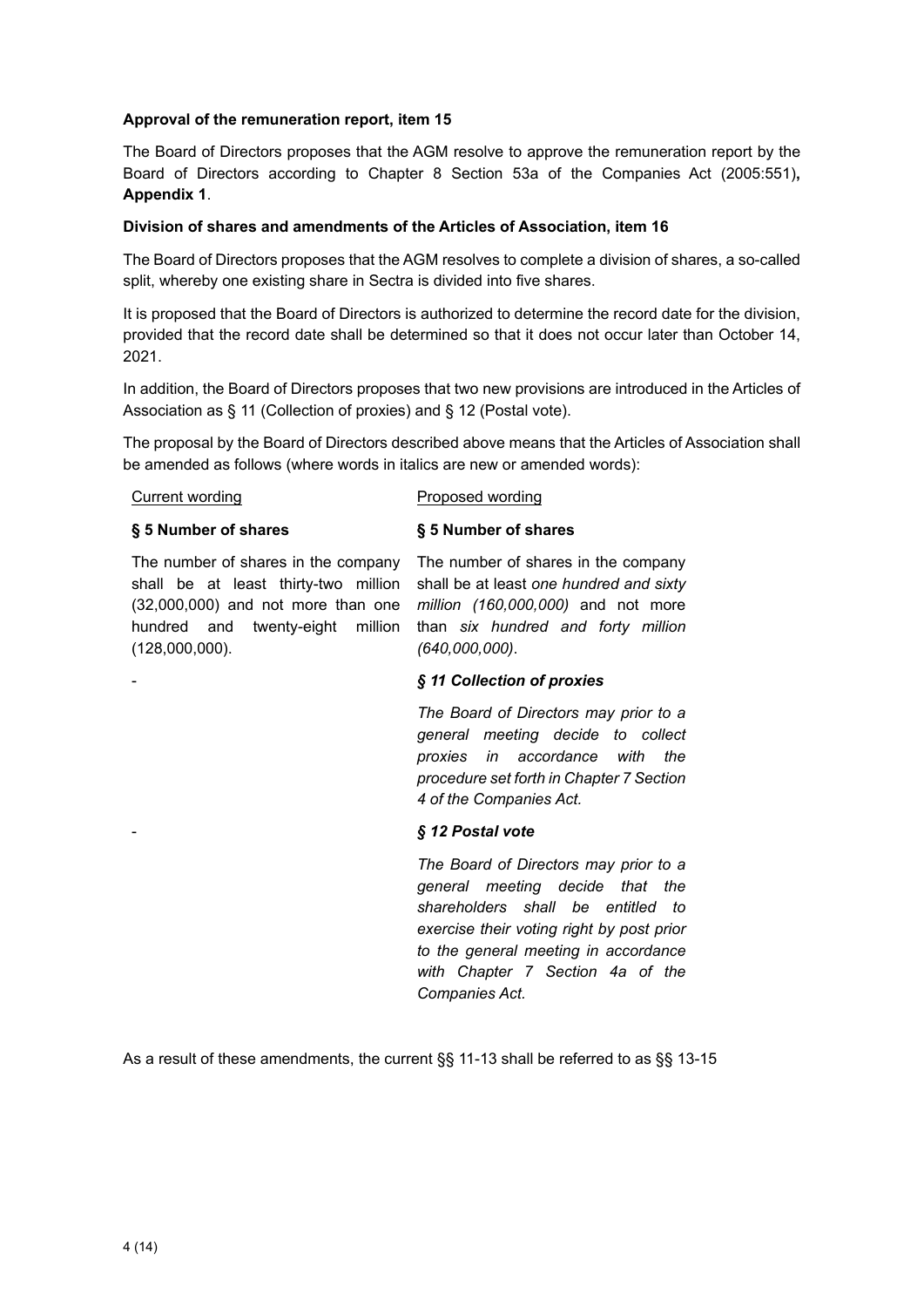**Approval of the remuneration report, item 15**

The Board of Directors proposes that the AGM resolve to approve the remuneration report by the Board of Directors according to Chapter 8 Section 53a of the Companies Act (2005:551)**, Appendix 1**.

**Division of shares and amendments of the Articles of Association, item 16**

The Board of Directors proposes that the AGM resolves to complete a division of shares, a so-called split, whereby one existing share in Sectra is divided into five shares.

It is proposed that the Board of Directors is authorized to determine the record date for the division, provided that the record date shall be determined so that it does not occur later than October 14, 2021.

In addition, the Board of Directors proposes that two new provisions are introduced in the Articles of Association as § 11 (Collection of proxies) and § 12 (Postal vote).

The proposal by the Board of Directors described above means that the Articles of Association shall be amended as follows (where words in italics are new or amended words):

| Current wording | Proposed wording |
|---|---|
| **§ 5 Number of shares** | **§ 5 Number of shares** |
| The number of shares in the company shall be at least thirty-two million (32,000,000) and not more than one hundred and twenty-eight million (128,000,000). | The number of shares in the company shall be at least *one hundred and sixty million (160,000,000)* and not more than *six hundred and forty million (640,000,000)*. |
| - | ***§ 11 Collection of proxies*** |
| | *The Board of Directors may prior to a general meeting decide to collect proxies in accordance with the procedure set forth in Chapter 7 Section 4 of the Companies Act.* |
| - | ***§ 12 Postal vote*** |
| | *The Board of Directors may prior to a general meeting decide that the shareholders shall be entitled to exercise their voting right by post prior to the general meeting in accordance with Chapter 7 Section 4a of the Companies Act.* |

As a result of these amendments, the current §§ 11-13 shall be referred to as §§ 13-15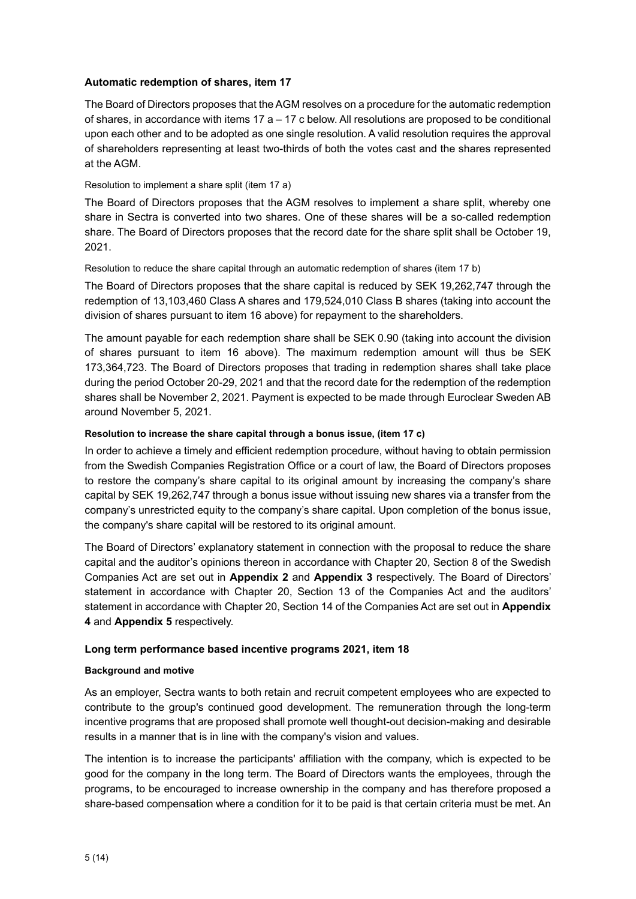### Automatic redemption of shares, item 17

The Board of Directors proposes that the AGM resolves on a procedure for the automatic redemption of shares, in accordance with items 17 a – 17 c below. All resolutions are proposed to be conditional upon each other and to be adopted as one single resolution. A valid resolution requires the approval of shareholders representing at least two-thirds of both the votes cast and the shares represented at the AGM.

Resolution to implement a share split (item 17 a)

The Board of Directors proposes that the AGM resolves to implement a share split, whereby one share in Sectra is converted into two shares. One of these shares will be a so-called redemption share. The Board of Directors proposes that the record date for the share split shall be October 19, 2021.

Resolution to reduce the share capital through an automatic redemption of shares (item 17 b)

The Board of Directors proposes that the share capital is reduced by SEK 19,262,747 through the redemption of 13,103,460 Class A shares and 179,524,010 Class B shares (taking into account the division of shares pursuant to item 16 above) for repayment to the shareholders.

The amount payable for each redemption share shall be SEK 0.90 (taking into account the division of shares pursuant to item 16 above). The maximum redemption amount will thus be SEK 173,364,723. The Board of Directors proposes that trading in redemption shares shall take place during the period October 20-29, 2021 and that the record date for the redemption of the redemption shares shall be November 2, 2021. Payment is expected to be made through Euroclear Sweden AB around November 5, 2021.

**Resolution to increase the share capital through a bonus issue, (item 17 c)**

In order to achieve a timely and efficient redemption procedure, without having to obtain permission from the Swedish Companies Registration Office or a court of law, the Board of Directors proposes to restore the company's share capital to its original amount by increasing the company's share capital by SEK 19,262,747 through a bonus issue without issuing new shares via a transfer from the company's unrestricted equity to the company's share capital. Upon completion of the bonus issue, the company's share capital will be restored to its original amount.

The Board of Directors' explanatory statement in connection with the proposal to reduce the share capital and the auditor's opinions thereon in accordance with Chapter 20, Section 8 of the Swedish Companies Act are set out in **Appendix 2** and **Appendix 3** respectively. The Board of Directors' statement in accordance with Chapter 20, Section 13 of the Companies Act and the auditors' statement in accordance with Chapter 20, Section 14 of the Companies Act are set out in **Appendix 4** and **Appendix 5** respectively.

### Long term performance based incentive programs 2021, item 18

**Background and motive**

As an employer, Sectra wants to both retain and recruit competent employees who are expected to contribute to the group's continued good development. The remuneration through the long-term incentive programs that are proposed shall promote well thought-out decision-making and desirable results in a manner that is in line with the company's vision and values.

The intention is to increase the participants' affiliation with the company, which is expected to be good for the company in the long term. The Board of Directors wants the employees, through the programs, to be encouraged to increase ownership in the company and has therefore proposed a share-based compensation where a condition for it to be paid is that certain criteria must be met. An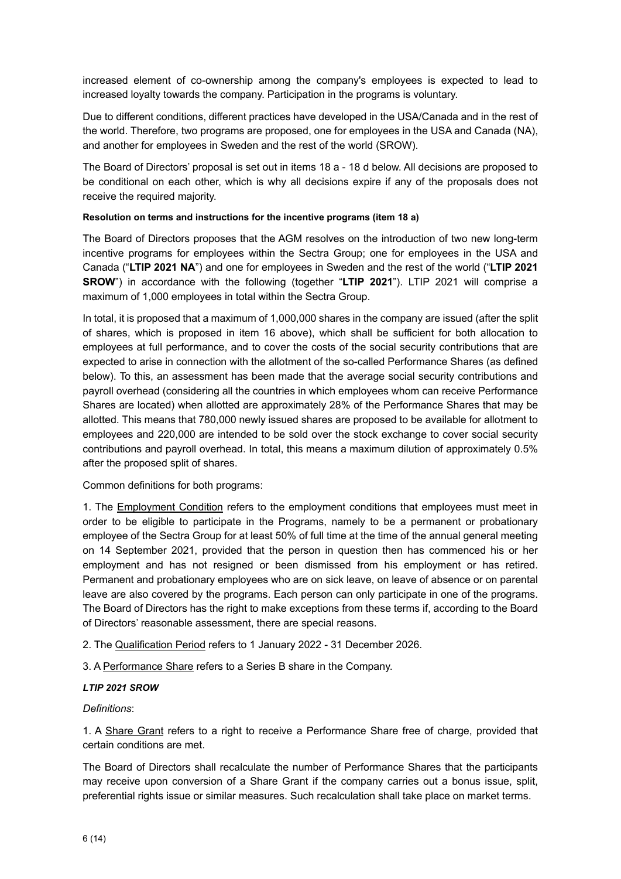increased element of co-ownership among the company's employees is expected to lead to increased loyalty towards the company. Participation in the programs is voluntary.

Due to different conditions, different practices have developed in the USA/Canada and in the rest of the world. Therefore, two programs are proposed, one for employees in the USA and Canada (NA), and another for employees in Sweden and the rest of the world (SROW).

The Board of Directors' proposal is set out in items 18 a - 18 d below. All decisions are proposed to be conditional on each other, which is why all decisions expire if any of the proposals does not receive the required majority.

**Resolution on terms and instructions for the incentive programs (item 18 a)**

The Board of Directors proposes that the AGM resolves on the introduction of two new long-term incentive programs for employees within the Sectra Group; one for employees in the USA and Canada ("**LTIP 2021 NA**") and one for employees in Sweden and the rest of the world ("**LTIP 2021 SROW**") in accordance with the following (together "**LTIP 2021**"). LTIP 2021 will comprise a maximum of 1,000 employees in total within the Sectra Group.

In total, it is proposed that a maximum of 1,000,000 shares in the company are issued (after the split of shares, which is proposed in item 16 above), which shall be sufficient for both allocation to employees at full performance, and to cover the costs of the social security contributions that are expected to arise in connection with the allotment of the so-called Performance Shares (as defined below). To this, an assessment has been made that the average social security contributions and payroll overhead (considering all the countries in which employees whom can receive Performance Shares are located) when allotted are approximately 28% of the Performance Shares that may be allotted. This means that 780,000 newly issued shares are proposed to be available for allotment to employees and 220,000 are intended to be sold over the stock exchange to cover social security contributions and payroll overhead. In total, this means a maximum dilution of approximately 0.5% after the proposed split of shares.

Common definitions for both programs:

1. The Employment Condition refers to the employment conditions that employees must meet in order to be eligible to participate in the Programs, namely to be a permanent or probationary employee of the Sectra Group for at least 50% of full time at the time of the annual general meeting on 14 September 2021, provided that the person in question then has commenced his or her employment and has not resigned or been dismissed from his employment or has retired. Permanent and probationary employees who are on sick leave, on leave of absence or on parental leave are also covered by the programs. Each person can only participate in one of the programs. The Board of Directors has the right to make exceptions from these terms if, according to the Board of Directors' reasonable assessment, there are special reasons.

2. The Qualification Period refers to 1 January 2022 - 31 December 2026.

3. A Performance Share refers to a Series B share in the Company.

***LTIP 2021 SROW***

*Definitions*:

1. A Share Grant refers to a right to receive a Performance Share free of charge, provided that certain conditions are met.

The Board of Directors shall recalculate the number of Performance Shares that the participants may receive upon conversion of a Share Grant if the company carries out a bonus issue, split, preferential rights issue or similar measures. Such recalculation shall take place on market terms.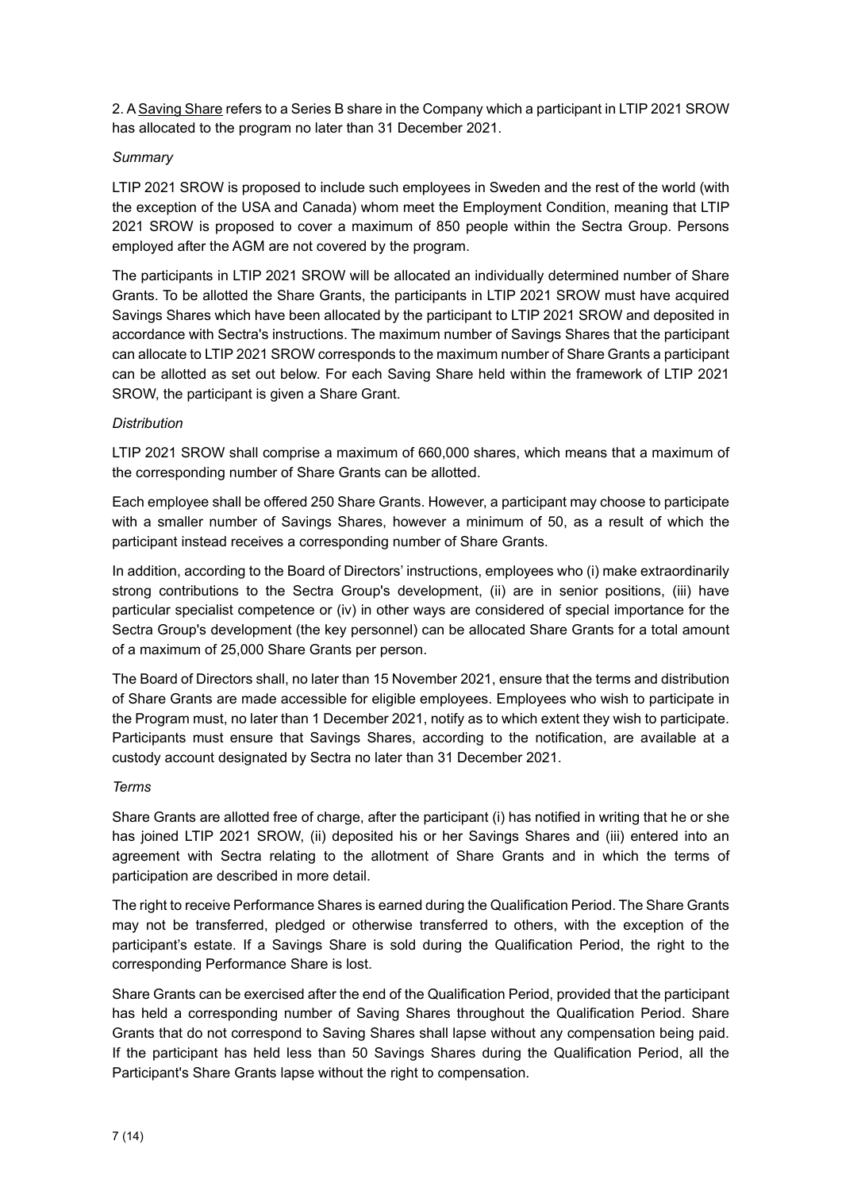2. A Saving Share refers to a Series B share in the Company which a participant in LTIP 2021 SROW has allocated to the program no later than 31 December 2021.

*Summary*

LTIP 2021 SROW is proposed to include such employees in Sweden and the rest of the world (with the exception of the USA and Canada) whom meet the Employment Condition, meaning that LTIP 2021 SROW is proposed to cover a maximum of 850 people within the Sectra Group. Persons employed after the AGM are not covered by the program.

The participants in LTIP 2021 SROW will be allocated an individually determined number of Share Grants. To be allotted the Share Grants, the participants in LTIP 2021 SROW must have acquired Savings Shares which have been allocated by the participant to LTIP 2021 SROW and deposited in accordance with Sectra's instructions. The maximum number of Savings Shares that the participant can allocate to LTIP 2021 SROW corresponds to the maximum number of Share Grants a participant can be allotted as set out below. For each Saving Share held within the framework of LTIP 2021 SROW, the participant is given a Share Grant.

*Distribution*

LTIP 2021 SROW shall comprise a maximum of 660,000 shares, which means that a maximum of the corresponding number of Share Grants can be allotted.

Each employee shall be offered 250 Share Grants. However, a participant may choose to participate with a smaller number of Savings Shares, however a minimum of 50, as a result of which the participant instead receives a corresponding number of Share Grants.

In addition, according to the Board of Directors' instructions, employees who (i) make extraordinarily strong contributions to the Sectra Group's development, (ii) are in senior positions, (iii) have particular specialist competence or (iv) in other ways are considered of special importance for the Sectra Group's development (the key personnel) can be allocated Share Grants for a total amount of a maximum of 25,000 Share Grants per person.

The Board of Directors shall, no later than 15 November 2021, ensure that the terms and distribution of Share Grants are made accessible for eligible employees. Employees who wish to participate in the Program must, no later than 1 December 2021, notify as to which extent they wish to participate. Participants must ensure that Savings Shares, according to the notification, are available at a custody account designated by Sectra no later than 31 December 2021.

*Terms*

Share Grants are allotted free of charge, after the participant (i) has notified in writing that he or she has joined LTIP 2021 SROW, (ii) deposited his or her Savings Shares and (iii) entered into an agreement with Sectra relating to the allotment of Share Grants and in which the terms of participation are described in more detail.

The right to receive Performance Shares is earned during the Qualification Period. The Share Grants may not be transferred, pledged or otherwise transferred to others, with the exception of the participant's estate. If a Savings Share is sold during the Qualification Period, the right to the corresponding Performance Share is lost.

Share Grants can be exercised after the end of the Qualification Period, provided that the participant has held a corresponding number of Saving Shares throughout the Qualification Period. Share Grants that do not correspond to Saving Shares shall lapse without any compensation being paid. If the participant has held less than 50 Savings Shares during the Qualification Period, all the Participant's Share Grants lapse without the right to compensation.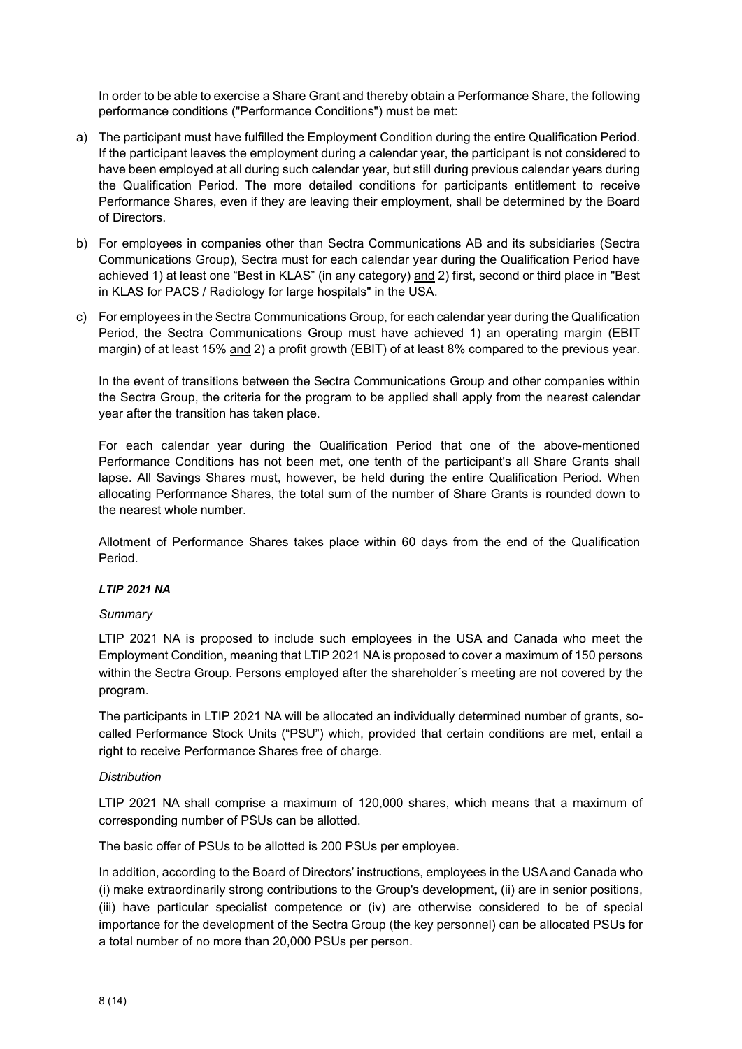In order to be able to exercise a Share Grant and thereby obtain a Performance Share, the following performance conditions ("Performance Conditions") must be met:

a) The participant must have fulfilled the Employment Condition during the entire Qualification Period. If the participant leaves the employment during a calendar year, the participant is not considered to have been employed at all during such calendar year, but still during previous calendar years during the Qualification Period. The more detailed conditions for participants entitlement to receive Performance Shares, even if they are leaving their employment, shall be determined by the Board of Directors.

b) For employees in companies other than Sectra Communications AB and its subsidiaries (Sectra Communications Group), Sectra must for each calendar year during the Qualification Period have achieved 1) at least one "Best in KLAS" (in any category) and 2) first, second or third place in "Best in KLAS for PACS / Radiology for large hospitals" in the USA.

c) For employees in the Sectra Communications Group, for each calendar year during the Qualification Period, the Sectra Communications Group must have achieved 1) an operating margin (EBIT margin) of at least 15% and 2) a profit growth (EBIT) of at least 8% compared to the previous year.

In the event of transitions between the Sectra Communications Group and other companies within the Sectra Group, the criteria for the program to be applied shall apply from the nearest calendar year after the transition has taken place.

For each calendar year during the Qualification Period that one of the above-mentioned Performance Conditions has not been met, one tenth of the participant's all Share Grants shall lapse. All Savings Shares must, however, be held during the entire Qualification Period. When allocating Performance Shares, the total sum of the number of Share Grants is rounded down to the nearest whole number.

Allotment of Performance Shares takes place within 60 days from the end of the Qualification Period.

***LTIP 2021 NA***

*Summary*

LTIP 2021 NA is proposed to include such employees in the USA and Canada who meet the Employment Condition, meaning that LTIP 2021 NA is proposed to cover a maximum of 150 persons within the Sectra Group. Persons employed after the shareholder´s meeting are not covered by the program.

The participants in LTIP 2021 NA will be allocated an individually determined number of grants, so-called Performance Stock Units ("PSU") which, provided that certain conditions are met, entail a right to receive Performance Shares free of charge.

*Distribution*

LTIP 2021 NA shall comprise a maximum of 120,000 shares, which means that a maximum of corresponding number of PSUs can be allotted.

The basic offer of PSUs to be allotted is 200 PSUs per employee.

In addition, according to the Board of Directors' instructions, employees in the USA and Canada who (i) make extraordinarily strong contributions to the Group's development, (ii) are in senior positions, (iii) have particular specialist competence or (iv) are otherwise considered to be of special importance for the development of the Sectra Group (the key personnel) can be allocated PSUs for a total number of no more than 20,000 PSUs per person.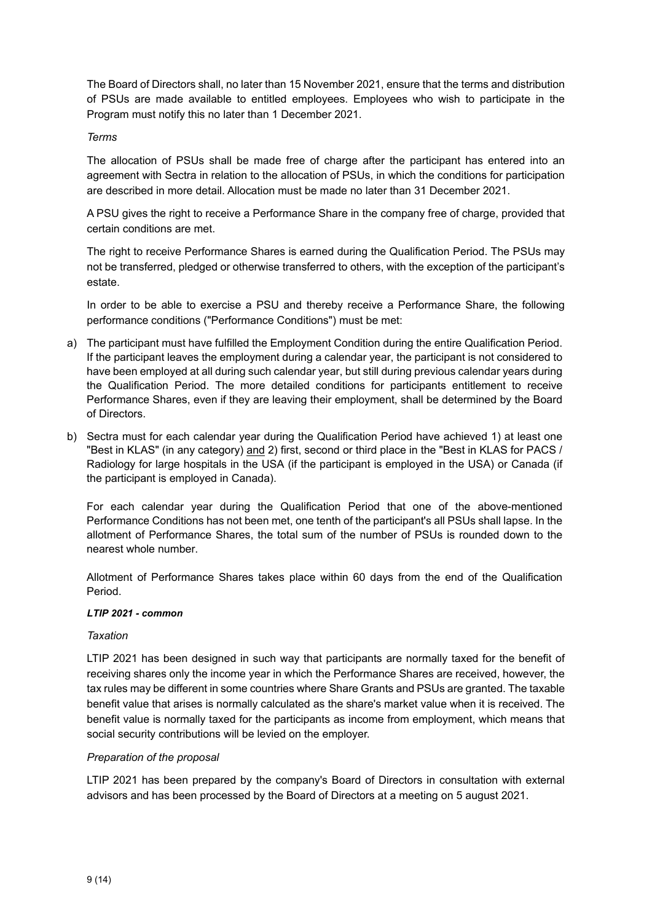The Board of Directors shall, no later than 15 November 2021, ensure that the terms and distribution of PSUs are made available to entitled employees. Employees who wish to participate in the Program must notify this no later than 1 December 2021.

*Terms*

The allocation of PSUs shall be made free of charge after the participant has entered into an agreement with Sectra in relation to the allocation of PSUs, in which the conditions for participation are described in more detail. Allocation must be made no later than 31 December 2021.

A PSU gives the right to receive a Performance Share in the company free of charge, provided that certain conditions are met.

The right to receive Performance Shares is earned during the Qualification Period. The PSUs may not be transferred, pledged or otherwise transferred to others, with the exception of the participant's estate.

In order to be able to exercise a PSU and thereby receive a Performance Share, the following performance conditions ("Performance Conditions") must be met:

a) The participant must have fulfilled the Employment Condition during the entire Qualification Period. If the participant leaves the employment during a calendar year, the participant is not considered to have been employed at all during such calendar year, but still during previous calendar years during the Qualification Period. The more detailed conditions for participants entitlement to receive Performance Shares, even if they are leaving their employment, shall be determined by the Board of Directors.

b) Sectra must for each calendar year during the Qualification Period have achieved 1) at least one "Best in KLAS" (in any category) <u>and</u> 2) first, second or third place in the "Best in KLAS for PACS / Radiology for large hospitals in the USA (if the participant is employed in the USA) or Canada (if the participant is employed in Canada).

   For each calendar year during the Qualification Period that one of the above-mentioned Performance Conditions has not been met, one tenth of the participant's all PSUs shall lapse. In the allotment of Performance Shares, the total sum of the number of PSUs is rounded down to the nearest whole number.

   Allotment of Performance Shares takes place within 60 days from the end of the Qualification Period.

***LTIP 2021 - common***

*Taxation*

LTIP 2021 has been designed in such way that participants are normally taxed for the benefit of receiving shares only the income year in which the Performance Shares are received, however, the tax rules may be different in some countries where Share Grants and PSUs are granted. The taxable benefit value that arises is normally calculated as the share's market value when it is received. The benefit value is normally taxed for the participants as income from employment, which means that social security contributions will be levied on the employer.

*Preparation of the proposal*

LTIP 2021 has been prepared by the company's Board of Directors in consultation with external advisors and has been processed by the Board of Directors at a meeting on 5 august 2021.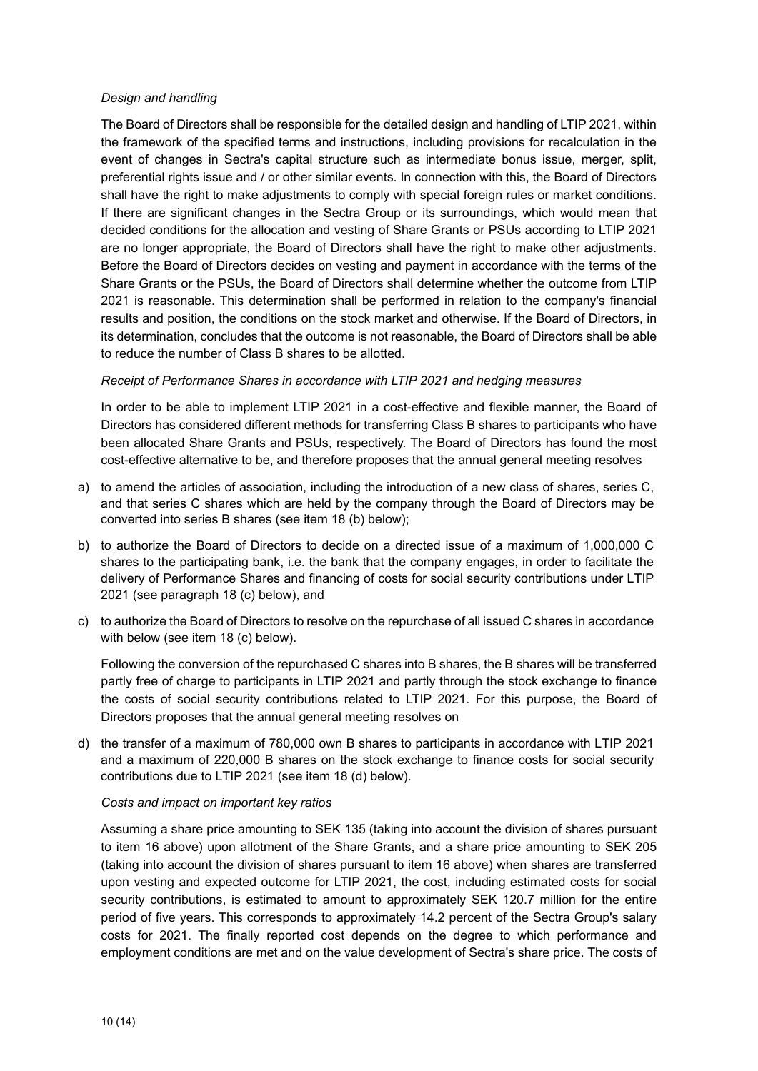*Design and handling*

The Board of Directors shall be responsible for the detailed design and handling of LTIP 2021, within the framework of the specified terms and instructions, including provisions for recalculation in the event of changes in Sectra's capital structure such as intermediate bonus issue, merger, split, preferential rights issue and / or other similar events. In connection with this, the Board of Directors shall have the right to make adjustments to comply with special foreign rules or market conditions. If there are significant changes in the Sectra Group or its surroundings, which would mean that decided conditions for the allocation and vesting of Share Grants or PSUs according to LTIP 2021 are no longer appropriate, the Board of Directors shall have the right to make other adjustments. Before the Board of Directors decides on vesting and payment in accordance with the terms of the Share Grants or the PSUs, the Board of Directors shall determine whether the outcome from LTIP 2021 is reasonable. This determination shall be performed in relation to the company's financial results and position, the conditions on the stock market and otherwise. If the Board of Directors, in its determination, concludes that the outcome is not reasonable, the Board of Directors shall be able to reduce the number of Class B shares to be allotted.

*Receipt of Performance Shares in accordance with LTIP 2021 and hedging measures*

In order to be able to implement LTIP 2021 in a cost-effective and flexible manner, the Board of Directors has considered different methods for transferring Class B shares to participants who have been allocated Share Grants and PSUs, respectively. The Board of Directors has found the most cost-effective alternative to be, and therefore proposes that the annual general meeting resolves

a) to amend the articles of association, including the introduction of a new class of shares, series C, and that series C shares which are held by the company through the Board of Directors may be converted into series B shares (see item 18 (b) below);

b) to authorize the Board of Directors to decide on a directed issue of a maximum of 1,000,000 C shares to the participating bank, i.e. the bank that the company engages, in order to facilitate the delivery of Performance Shares and financing of costs for social security contributions under LTIP 2021 (see paragraph 18 (c) below), and

c) to authorize the Board of Directors to resolve on the repurchase of all issued C shares in accordance with below (see item 18 (c) below).

Following the conversion of the repurchased C shares into B shares, the B shares will be transferred partly free of charge to participants in LTIP 2021 and partly through the stock exchange to finance the costs of social security contributions related to LTIP 2021. For this purpose, the Board of Directors proposes that the annual general meeting resolves on

d) the transfer of a maximum of 780,000 own B shares to participants in accordance with LTIP 2021 and a maximum of 220,000 B shares on the stock exchange to finance costs for social security contributions due to LTIP 2021 (see item 18 (d) below).

*Costs and impact on important key ratios*

Assuming a share price amounting to SEK 135 (taking into account the division of shares pursuant to item 16 above) upon allotment of the Share Grants, and a share price amounting to SEK 205 (taking into account the division of shares pursuant to item 16 above) when shares are transferred upon vesting and expected outcome for LTIP 2021, the cost, including estimated costs for social security contributions, is estimated to amount to approximately SEK 120.7 million for the entire period of five years. This corresponds to approximately 14.2 percent of the Sectra Group's salary costs for 2021. The finally reported cost depends on the degree to which performance and employment conditions are met and on the value development of Sectra's share price. The costs of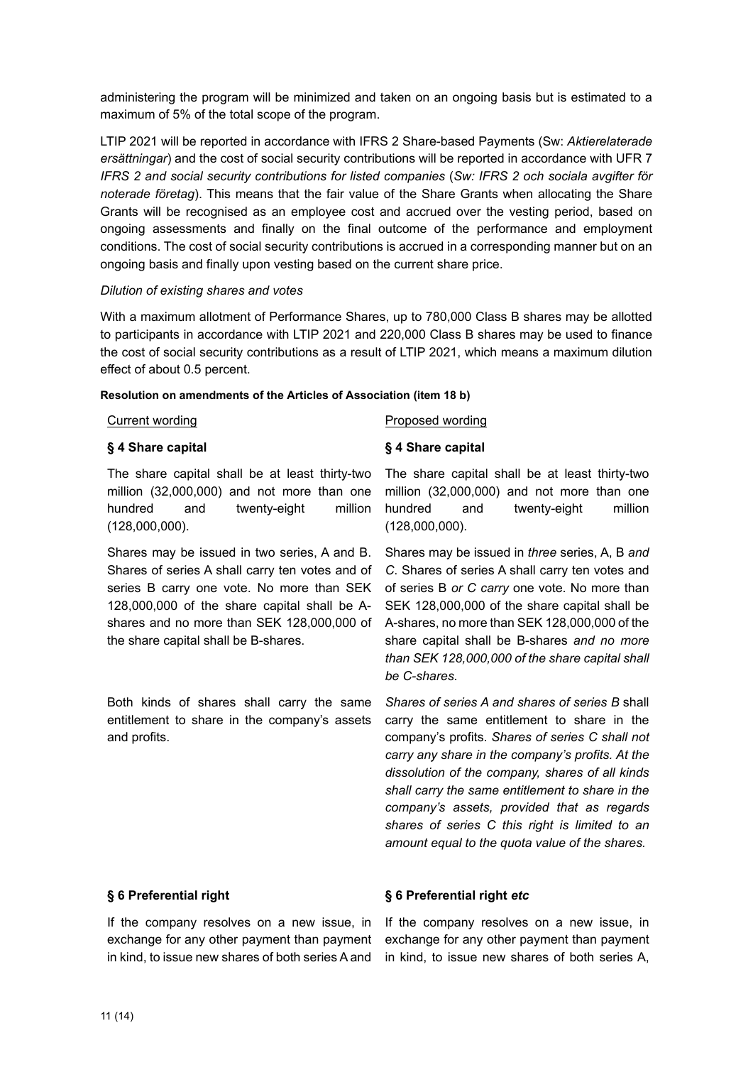administering the program will be minimized and taken on an ongoing basis but is estimated to a maximum of 5% of the total scope of the program.

LTIP 2021 will be reported in accordance with IFRS 2 Share-based Payments (Sw: *Aktierelaterade ersättningar*) and the cost of social security contributions will be reported in accordance with UFR 7 *IFRS 2 and social security contributions for listed companies* (*Sw: IFRS 2 och sociala avgifter för noterade företag*). This means that the fair value of the Share Grants when allocating the Share Grants will be recognised as an employee cost and accrued over the vesting period, based on ongoing assessments and finally on the final outcome of the performance and employment conditions. The cost of social security contributions is accrued in a corresponding manner but on an ongoing basis and finally upon vesting based on the current share price.

*Dilution of existing shares and votes*

With a maximum allotment of Performance Shares, up to 780,000 Class B shares may be allotted to participants in accordance with LTIP 2021 and 220,000 Class B shares may be used to finance the cost of social security contributions as a result of LTIP 2021, which means a maximum dilution effect of about 0.5 percent.

**Resolution on amendments of the Articles of Association (item 18 b)**

| Current wording | Proposed wording |
|---|---|
| **§ 4 Share capital** | **§ 4 Share capital** |
| The share capital shall be at least thirty-two million (32,000,000) and not more than one hundred and twenty-eight million (128,000,000). | The share capital shall be at least thirty-two million (32,000,000) and not more than one hundred and twenty-eight million (128,000,000). |
| Shares may be issued in two series, A and B. Shares of series A shall carry ten votes and of series B carry one vote. No more than SEK 128,000,000 of the share capital shall be A-shares and no more than SEK 128,000,000 of the share capital shall be B-shares. | Shares may be issued in *three* series, A, B *and C*. Shares of series A shall carry ten votes and of series B *or C carry* one vote. No more than SEK 128,000,000 of the share capital shall be A-shares, no more than SEK 128,000,000 of the share capital shall be B-shares *and no more than SEK 128,000,000 of the share capital shall be C-shares*. |
| Both kinds of shares shall carry the same entitlement to share in the company's assets and profits. | *Shares of series A and shares of series B* shall carry the same entitlement to share in the company's profits. *Shares of series C shall not carry any share in the company's profits. At the dissolution of the company, shares of all kinds shall carry the same entitlement to share in the company's assets, provided that as regards shares of series C this right is limited to an amount equal to the quota value of the shares.* |
| **§ 6 Preferential right** | **§ 6 Preferential right** ***etc*** |
| If the company resolves on a new issue, in exchange for any other payment than payment in kind, to issue new shares of both series A and | If the company resolves on a new issue, in exchange for any other payment than payment in kind, to issue new shares of both series A, |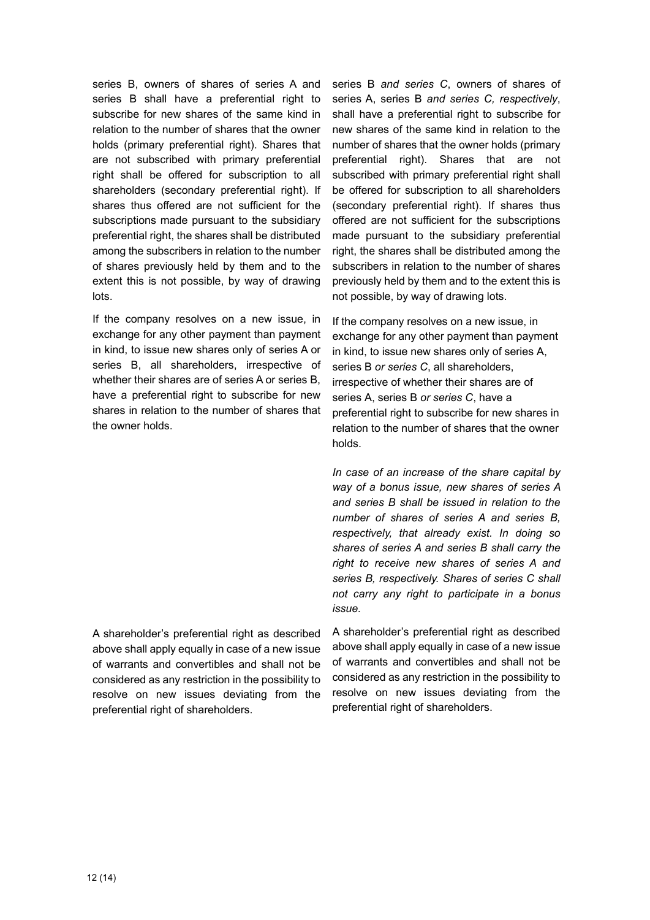series B, owners of shares of series A and series B shall have a preferential right to subscribe for new shares of the same kind in relation to the number of shares that the owner holds (primary preferential right). Shares that are not subscribed with primary preferential right shall be offered for subscription to all shareholders (secondary preferential right). If shares thus offered are not sufficient for the subscriptions made pursuant to the subsidiary preferential right, the shares shall be distributed among the subscribers in relation to the number of shares previously held by them and to the extent this is not possible, by way of drawing lots.

If the company resolves on a new issue, in exchange for any other payment than payment in kind, to issue new shares only of series A or series B, all shareholders, irrespective of whether their shares are of series A or series B, have a preferential right to subscribe for new shares in relation to the number of shares that the owner holds.

A shareholder's preferential right as described above shall apply equally in case of a new issue of warrants and convertibles and shall not be considered as any restriction in the possibility to resolve on new issues deviating from the preferential right of shareholders.

series B *and series C*, owners of shares of series A, series B *and series C, respectively*, shall have a preferential right to subscribe for new shares of the same kind in relation to the number of shares that the owner holds (primary preferential right). Shares that are not subscribed with primary preferential right shall be offered for subscription to all shareholders (secondary preferential right). If shares thus offered are not sufficient for the subscriptions made pursuant to the subsidiary preferential right, the shares shall be distributed among the subscribers in relation to the number of shares previously held by them and to the extent this is not possible, by way of drawing lots.

If the company resolves on a new issue, in exchange for any other payment than payment in kind, to issue new shares only of series A, series B *or series C*, all shareholders, irrespective of whether their shares are of series A, series B *or series C*, have a preferential right to subscribe for new shares in relation to the number of shares that the owner holds.

*In case of an increase of the share capital by way of a bonus issue, new shares of series A and series B shall be issued in relation to the number of shares of series A and series B, respectively, that already exist. In doing so shares of series A and series B shall carry the right to receive new shares of series A and series B, respectively. Shares of series C shall not carry any right to participate in a bonus issue.*

A shareholder's preferential right as described above shall apply equally in case of a new issue of warrants and convertibles and shall not be considered as any restriction in the possibility to resolve on new issues deviating from the preferential right of shareholders.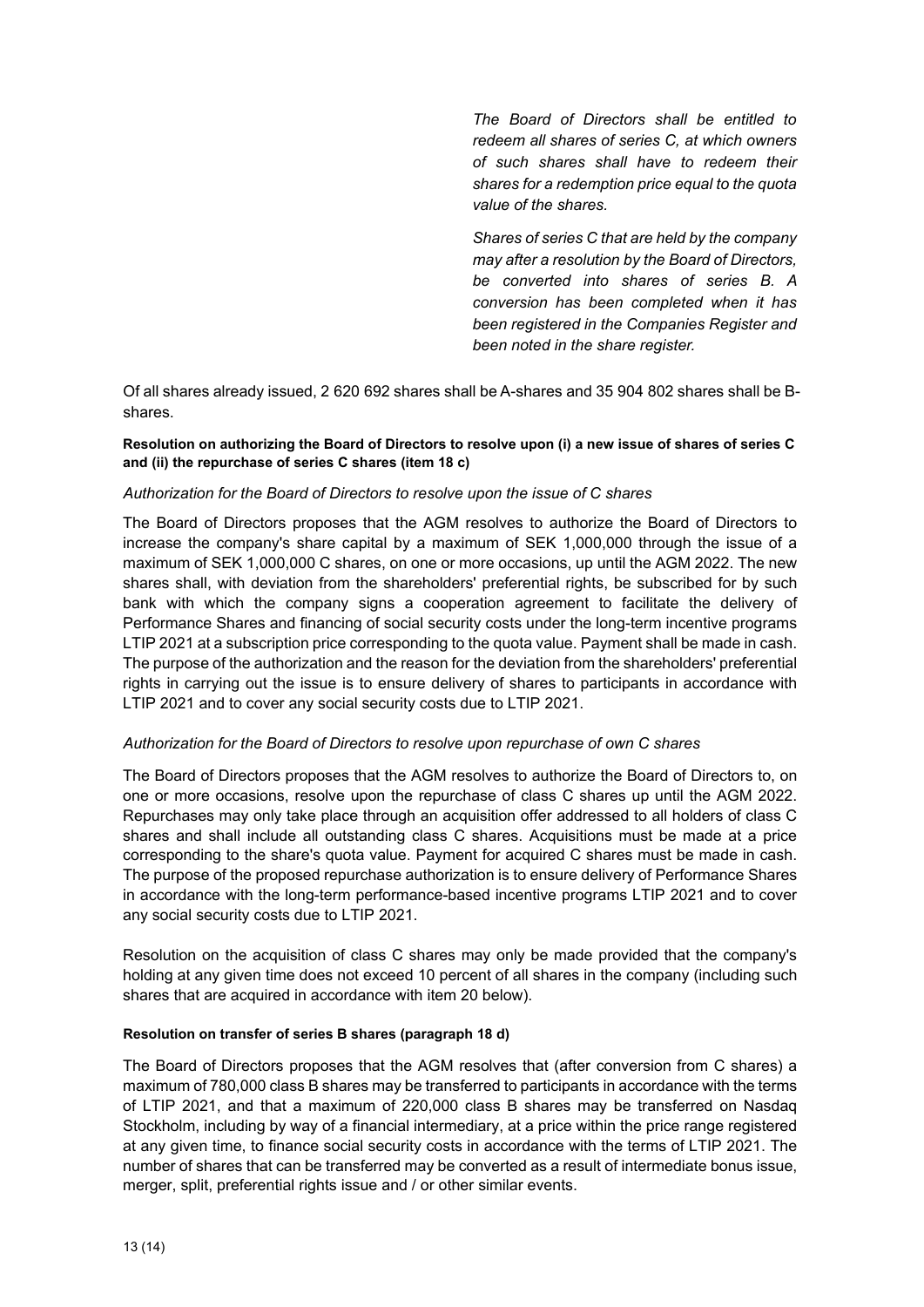*The Board of Directors shall be entitled to redeem all shares of series C, at which owners of such shares shall have to redeem their shares for a redemption price equal to the quota value of the shares.*

*Shares of series C that are held by the company may after a resolution by the Board of Directors, be converted into shares of series B. A conversion has been completed when it has been registered in the Companies Register and been noted in the share register.*

Of all shares already issued, 2 620 692 shares shall be A-shares and 35 904 802 shares shall be B-shares.

**Resolution on authorizing the Board of Directors to resolve upon (i) a new issue of shares of series C and (ii) the repurchase of series C shares (item 18 c)**

*Authorization for the Board of Directors to resolve upon the issue of C shares*

The Board of Directors proposes that the AGM resolves to authorize the Board of Directors to increase the company's share capital by a maximum of SEK 1,000,000 through the issue of a maximum of SEK 1,000,000 C shares, on one or more occasions, up until the AGM 2022. The new shares shall, with deviation from the shareholders' preferential rights, be subscribed for by such bank with which the company signs a cooperation agreement to facilitate the delivery of Performance Shares and financing of social security costs under the long-term incentive programs LTIP 2021 at a subscription price corresponding to the quota value. Payment shall be made in cash. The purpose of the authorization and the reason for the deviation from the shareholders' preferential rights in carrying out the issue is to ensure delivery of shares to participants in accordance with LTIP 2021 and to cover any social security costs due to LTIP 2021.

*Authorization for the Board of Directors to resolve upon repurchase of own C shares*

The Board of Directors proposes that the AGM resolves to authorize the Board of Directors to, on one or more occasions, resolve upon the repurchase of class C shares up until the AGM 2022. Repurchases may only take place through an acquisition offer addressed to all holders of class C shares and shall include all outstanding class C shares. Acquisitions must be made at a price corresponding to the share's quota value. Payment for acquired C shares must be made in cash. The purpose of the proposed repurchase authorization is to ensure delivery of Performance Shares in accordance with the long-term performance-based incentive programs LTIP 2021 and to cover any social security costs due to LTIP 2021.

Resolution on the acquisition of class C shares may only be made provided that the company's holding at any given time does not exceed 10 percent of all shares in the company (including such shares that are acquired in accordance with item 20 below).

**Resolution on transfer of series B shares (paragraph 18 d)**

The Board of Directors proposes that the AGM resolves that (after conversion from C shares) a maximum of 780,000 class B shares may be transferred to participants in accordance with the terms of LTIP 2021, and that a maximum of 220,000 class B shares may be transferred on Nasdaq Stockholm, including by way of a financial intermediary, at a price within the price range registered at any given time, to finance social security costs in accordance with the terms of LTIP 2021. The number of shares that can be transferred may be converted as a result of intermediate bonus issue, merger, split, preferential rights issue and / or other similar events.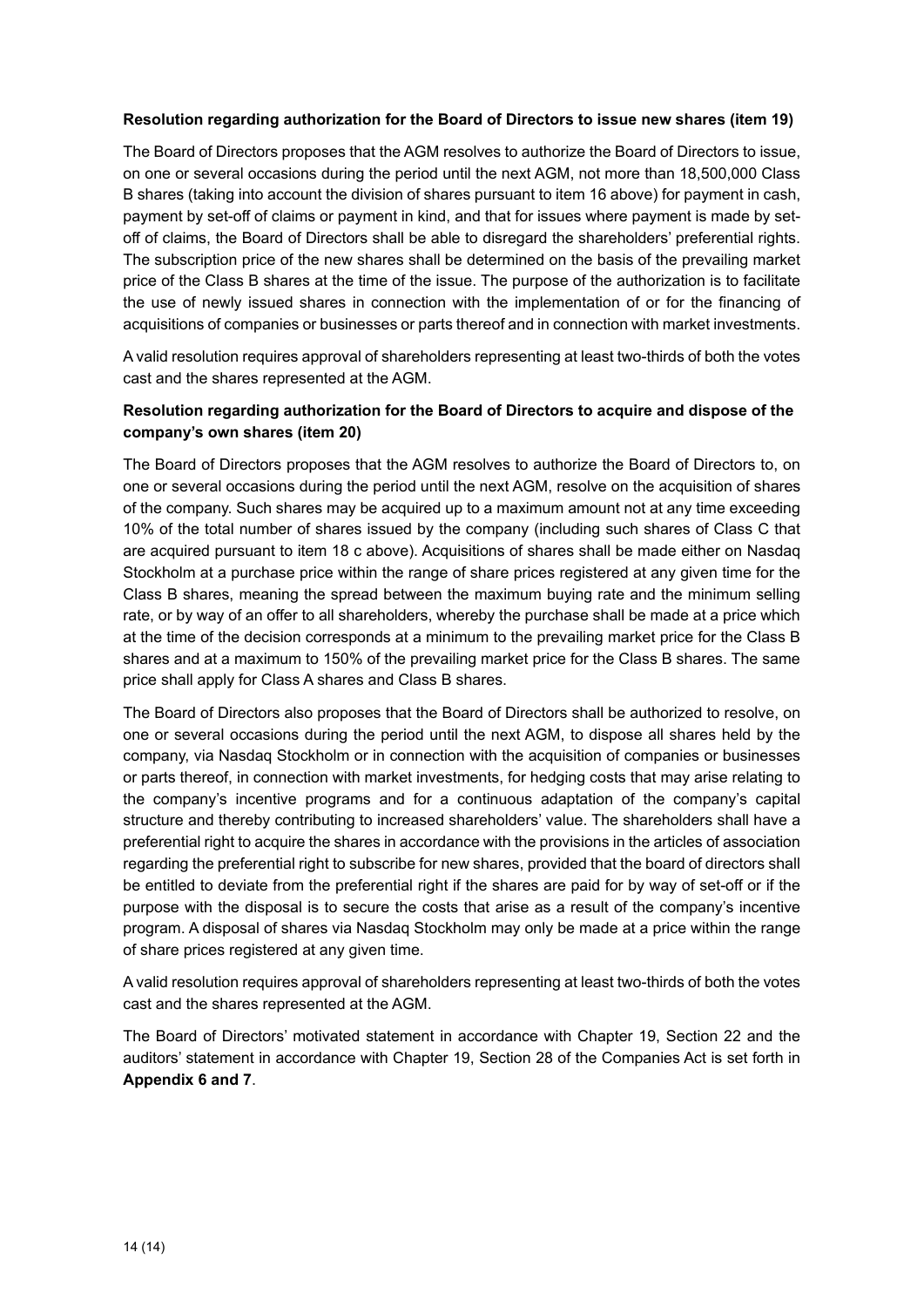**Resolution regarding authorization for the Board of Directors to issue new shares (item 19)**

The Board of Directors proposes that the AGM resolves to authorize the Board of Directors to issue, on one or several occasions during the period until the next AGM, not more than 18,500,000 Class B shares (taking into account the division of shares pursuant to item 16 above) for payment in cash, payment by set-off of claims or payment in kind, and that for issues where payment is made by set-off of claims, the Board of Directors shall be able to disregard the shareholders' preferential rights. The subscription price of the new shares shall be determined on the basis of the prevailing market price of the Class B shares at the time of the issue. The purpose of the authorization is to facilitate the use of newly issued shares in connection with the implementation of or for the financing of acquisitions of companies or businesses or parts thereof and in connection with market investments.

A valid resolution requires approval of shareholders representing at least two-thirds of both the votes cast and the shares represented at the AGM.

**Resolution regarding authorization for the Board of Directors to acquire and dispose of the company's own shares (item 20)**

The Board of Directors proposes that the AGM resolves to authorize the Board of Directors to, on one or several occasions during the period until the next AGM, resolve on the acquisition of shares of the company. Such shares may be acquired up to a maximum amount not at any time exceeding 10% of the total number of shares issued by the company (including such shares of Class C that are acquired pursuant to item 18 c above). Acquisitions of shares shall be made either on Nasdaq Stockholm at a purchase price within the range of share prices registered at any given time for the Class B shares, meaning the spread between the maximum buying rate and the minimum selling rate, or by way of an offer to all shareholders, whereby the purchase shall be made at a price which at the time of the decision corresponds at a minimum to the prevailing market price for the Class B shares and at a maximum to 150% of the prevailing market price for the Class B shares. The same price shall apply for Class A shares and Class B shares.

The Board of Directors also proposes that the Board of Directors shall be authorized to resolve, on one or several occasions during the period until the next AGM, to dispose all shares held by the company, via Nasdaq Stockholm or in connection with the acquisition of companies or businesses or parts thereof, in connection with market investments, for hedging costs that may arise relating to the company's incentive programs and for a continuous adaptation of the company's capital structure and thereby contributing to increased shareholders' value. The shareholders shall have a preferential right to acquire the shares in accordance with the provisions in the articles of association regarding the preferential right to subscribe for new shares, provided that the board of directors shall be entitled to deviate from the preferential right if the shares are paid for by way of set-off or if the purpose with the disposal is to secure the costs that arise as a result of the company's incentive program. A disposal of shares via Nasdaq Stockholm may only be made at a price within the range of share prices registered at any given time.

A valid resolution requires approval of shareholders representing at least two-thirds of both the votes cast and the shares represented at the AGM.

The Board of Directors' motivated statement in accordance with Chapter 19, Section 22 and the auditors' statement in accordance with Chapter 19, Section 28 of the Companies Act is set forth in **Appendix 6 and 7**.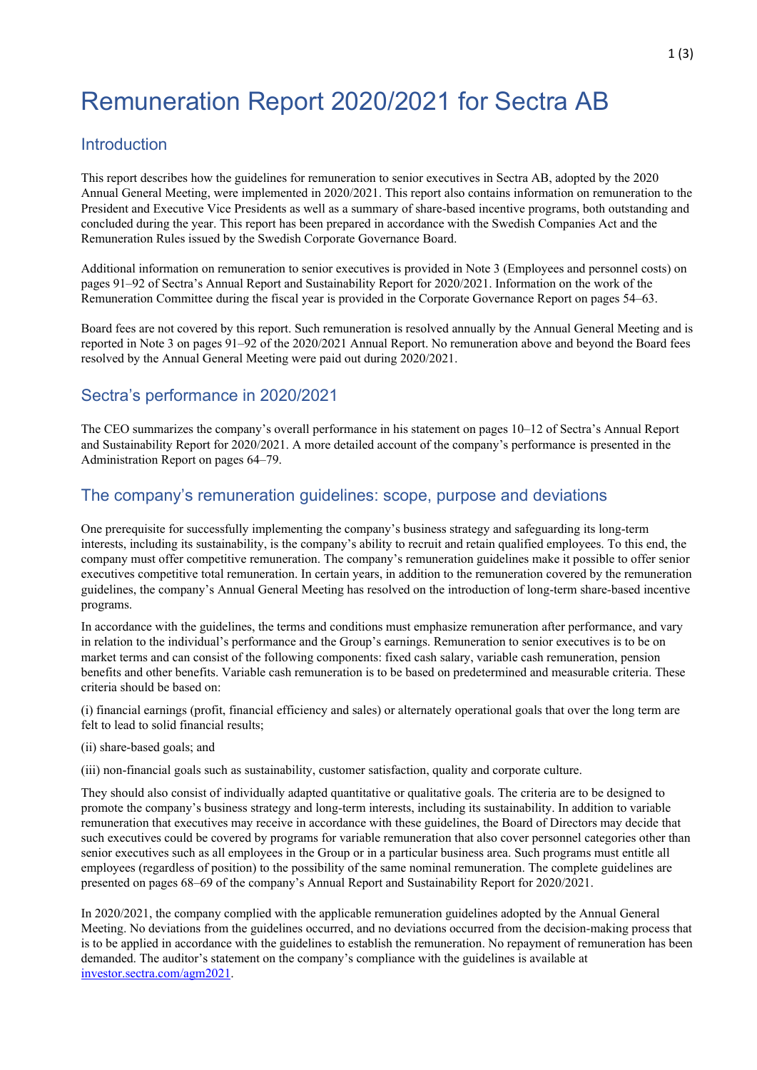# Remuneration Report 2020/2021 for Sectra AB

## Introduction

This report describes how the guidelines for remuneration to senior executives in Sectra AB, adopted by the 2020 Annual General Meeting, were implemented in 2020/2021. This report also contains information on remuneration to the President and Executive Vice Presidents as well as a summary of share-based incentive programs, both outstanding and concluded during the year. This report has been prepared in accordance with the Swedish Companies Act and the Remuneration Rules issued by the Swedish Corporate Governance Board.

Additional information on remuneration to senior executives is provided in Note 3 (Employees and personnel costs) on pages 91–92 of Sectra's Annual Report and Sustainability Report for 2020/2021. Information on the work of the Remuneration Committee during the fiscal year is provided in the Corporate Governance Report on pages 54–63.

Board fees are not covered by this report. Such remuneration is resolved annually by the Annual General Meeting and is reported in Note 3 on pages 91–92 of the 2020/2021 Annual Report. No remuneration above and beyond the Board fees resolved by the Annual General Meeting were paid out during 2020/2021.

## Sectra's performance in 2020/2021

The CEO summarizes the company's overall performance in his statement on pages 10–12 of Sectra's Annual Report and Sustainability Report for 2020/2021. A more detailed account of the company's performance is presented in the Administration Report on pages 64–79.

## The company's remuneration guidelines: scope, purpose and deviations

One prerequisite for successfully implementing the company's business strategy and safeguarding its long-term interests, including its sustainability, is the company's ability to recruit and retain qualified employees. To this end, the company must offer competitive remuneration. The company's remuneration guidelines make it possible to offer senior executives competitive total remuneration. In certain years, in addition to the remuneration covered by the remuneration guidelines, the company's Annual General Meeting has resolved on the introduction of long-term share-based incentive programs.

In accordance with the guidelines, the terms and conditions must emphasize remuneration after performance, and vary in relation to the individual's performance and the Group's earnings. Remuneration to senior executives is to be on market terms and can consist of the following components: fixed cash salary, variable cash remuneration, pension benefits and other benefits. Variable cash remuneration is to be based on predetermined and measurable criteria. These criteria should be based on:

(i) financial earnings (profit, financial efficiency and sales) or alternately operational goals that over the long term are felt to lead to solid financial results;

(ii) share-based goals; and

(iii) non-financial goals such as sustainability, customer satisfaction, quality and corporate culture.

They should also consist of individually adapted quantitative or qualitative goals. The criteria are to be designed to promote the company's business strategy and long-term interests, including its sustainability. In addition to variable remuneration that executives may receive in accordance with these guidelines, the Board of Directors may decide that such executives could be covered by programs for variable remuneration that also cover personnel categories other than senior executives such as all employees in the Group or in a particular business area. Such programs must entitle all employees (regardless of position) to the possibility of the same nominal remuneration. The complete guidelines are presented on pages 68–69 of the company's Annual Report and Sustainability Report for 2020/2021.

In 2020/2021, the company complied with the applicable remuneration guidelines adopted by the Annual General Meeting. No deviations from the guidelines occurred, and no deviations occurred from the decision-making process that is to be applied in accordance with the guidelines to establish the remuneration. No repayment of remuneration has been demanded. The auditor's statement on the company's compliance with the guidelines is available at investor.sectra.com/agm2021.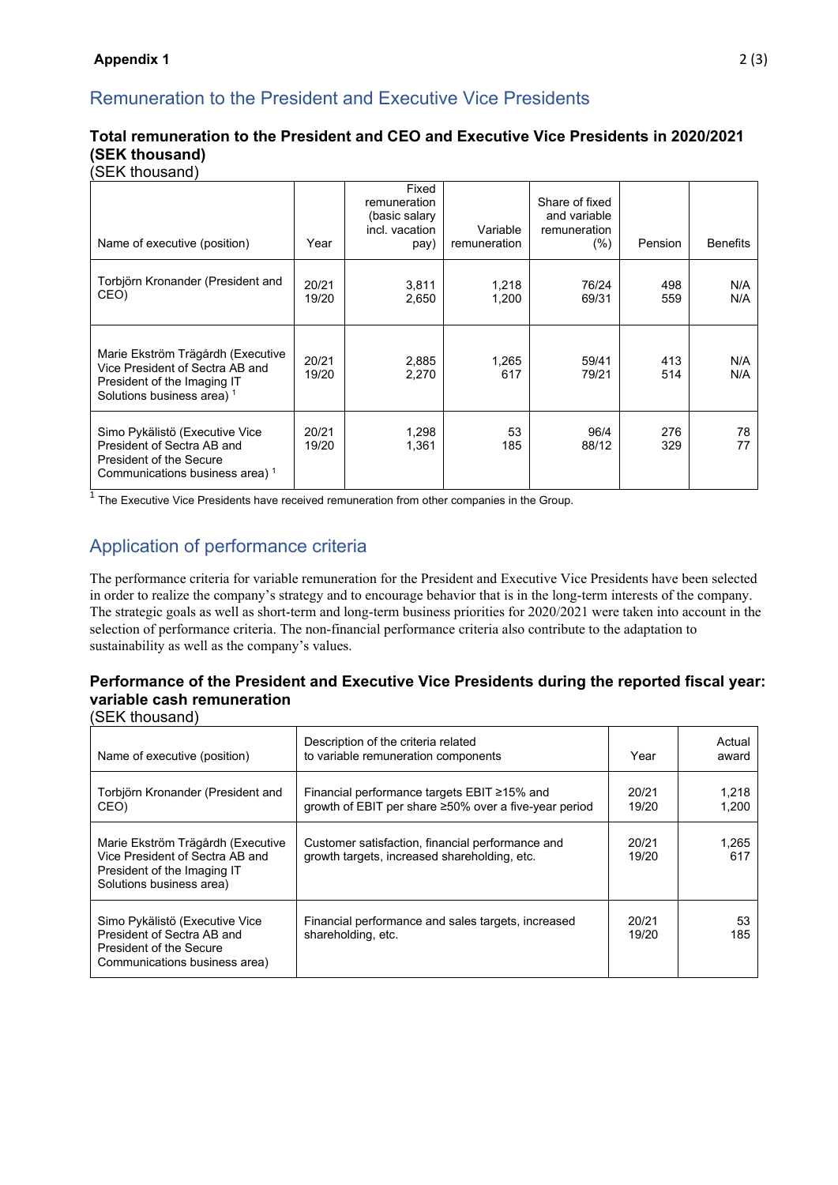**Appendix 1**

## Remuneration to the President and Executive Vice Presidents

### Total remuneration to the President and CEO and Executive Vice Presidents in 2020/2021 (SEK thousand)

(SEK thousand)

| Name of executive (position) | Year | Fixed remuneration (basic salary incl. vacation pay) | Variable remuneration | Share of fixed and variable remuneration (%) | Pension | Benefits |
|---|---|---|---|---|---|---|
| Torbjörn Kronander (President and CEO) | 20/21<br>19/20 | 3,811<br>2,650 | 1,218<br>1,200 | 76/24<br>69/31 | 498<br>559 | N/A<br>N/A |
| Marie Ekström Trägårdh (Executive Vice President of Sectra AB and President of the Imaging IT Solutions business area) [1] | 20/21<br>19/20 | 2,885<br>2,270 | 1,265<br>617 | 59/41<br>79/21 | 413<br>514 | N/A<br>N/A |
| Simo Pykälistö (Executive Vice President of Sectra AB and President of the Secure Communications business area) [1] | 20/21<br>19/20 | 1,298<br>1,361 | 53<br>185 | 96/4<br>88/12 | 276<br>329 | 78<br>77 |

[1] The Executive Vice Presidents have received remuneration from other companies in the Group.

## Application of performance criteria

The performance criteria for variable remuneration for the President and Executive Vice Presidents have been selected in order to realize the company's strategy and to encourage behavior that is in the long-term interests of the company. The strategic goals as well as short-term and long-term business priorities for 2020/2021 were taken into account in the selection of performance criteria. The non-financial performance criteria also contribute to the adaptation to sustainability as well as the company's values.

### Performance of the President and Executive Vice Presidents during the reported fiscal year: variable cash remuneration

(SEK thousand)

| Name of executive (position) | Description of the criteria related to variable remuneration components | Year | Actual award |
|---|---|---|---|
| Torbjörn Kronander (President and CEO) | Financial performance targets EBIT ≥15% and growth of EBIT per share ≥50% over a five-year period | 20/21<br>19/20 | 1,218<br>1,200 |
| Marie Ekström Trägårdh (Executive Vice President of Sectra AB and President of the Imaging IT Solutions business area) | Customer satisfaction, financial performance and growth targets, increased shareholding, etc. | 20/21<br>19/20 | 1,265<br>617 |
| Simo Pykälistö (Executive Vice President of Sectra AB and President of the Secure Communications business area) | Financial performance and sales targets, increased shareholding, etc. | 20/21<br>19/20 | 53<br>185 |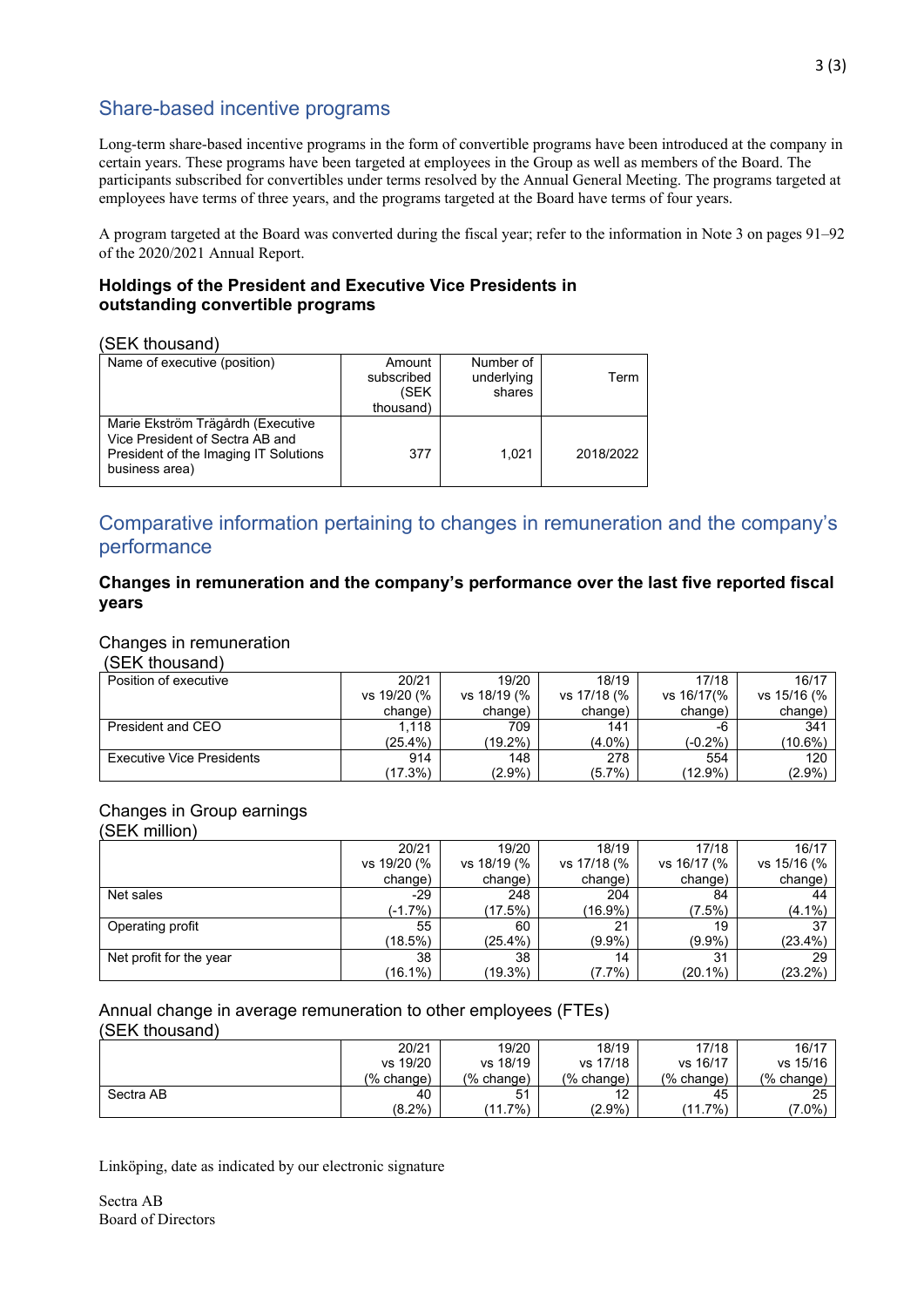## Share-based incentive programs

Long-term share-based incentive programs in the form of convertible programs have been introduced at the company in certain years. These programs have been targeted at employees in the Group as well as members of the Board. The participants subscribed for convertibles under terms resolved by the Annual General Meeting. The programs targeted at employees have terms of three years, and the programs targeted at the Board have terms of four years.

A program targeted at the Board was converted during the fiscal year; refer to the information in Note 3 on pages 91–92 of the 2020/2021 Annual Report.

### Holdings of the President and Executive Vice Presidents in outstanding convertible programs

(SEK thousand)

| Name of executive (position) | Amount subscribed (SEK thousand) | Number of underlying shares | Term |
|---|---|---|---|
| Marie Ekström Trägårdh (Executive Vice President of Sectra AB and President of the Imaging IT Solutions business area) | 377 | 1,021 | 2018/2022 |

## Comparative information pertaining to changes in remuneration and the company's performance

### Changes in remuneration and the company's performance over the last five reported fiscal years

Changes in remuneration
(SEK thousand)

| Position of executive | 20/21 vs 19/20 (% change) | 19/20 vs 18/19 (% change) | 18/19 vs 17/18 (% change) | 17/18 vs 16/17(% change) | 16/17 vs 15/16 (% change) |
|---|---|---|---|---|---|
| President and CEO | 1,118 (25.4%) | 709 (19.2%) | 141 (4.0%) | -6 (-0.2%) | 341 (10.6%) |
| Executive Vice Presidents | 914 (17.3%) | 148 (2.9%) | 278 (5.7%) | 554 (12.9%) | 120 (2.9%) |

Changes in Group earnings
(SEK million)

| | 20/21 vs 19/20 (% change) | 19/20 vs 18/19 (% change) | 18/19 vs 17/18 (% change) | 17/18 vs 16/17 (% change) | 16/17 vs 15/16 (% change) |
|---|---|---|---|---|---|
| Net sales | -29 (-1.7%) | 248 (17.5%) | 204 (16.9%) | 84 (7.5%) | 44 (4.1%) |
| Operating profit | 55 (18.5%) | 60 (25.4%) | 21 (9.9%) | 19 (9.9%) | 37 (23.4%) |
| Net profit for the year | 38 (16.1%) | 38 (19.3%) | 14 (7.7%) | 31 (20.1%) | 29 (23.2%) |

Annual change in average remuneration to other employees (FTEs)
(SEK thousand)

| | 20/21 vs 19/20 (% change) | 19/20 vs 18/19 (% change) | 18/19 vs 17/18 (% change) | 17/18 vs 16/17 (% change) | 16/17 vs 15/16 (% change) |
|---|---|---|---|---|---|
| Sectra AB | 40 (8.2%) | 51 (11.7%) | 12 (2.9%) | 45 (11.7%) | 25 (7.0%) |

Linköping, date as indicated by our electronic signature

Sectra AB
Board of Directors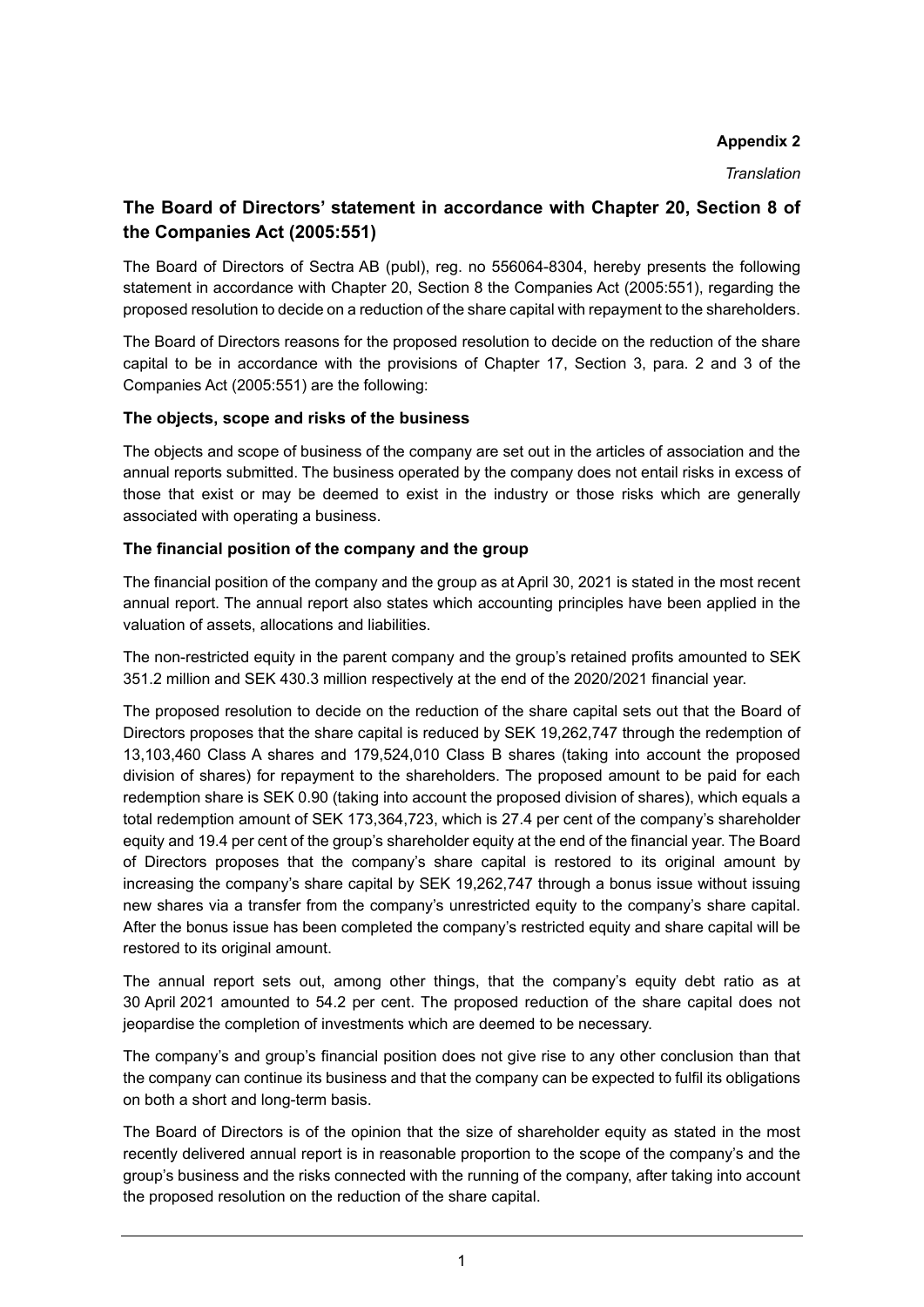**Appendix 2**

*Translation*

## The Board of Directors' statement in accordance with Chapter 20, Section 8 of the Companies Act (2005:551)

The Board of Directors of Sectra AB (publ), reg. no 556064-8304, hereby presents the following statement in accordance with Chapter 20, Section 8 the Companies Act (2005:551), regarding the proposed resolution to decide on a reduction of the share capital with repayment to the shareholders.

The Board of Directors reasons for the proposed resolution to decide on the reduction of the share capital to be in accordance with the provisions of Chapter 17, Section 3, para. 2 and 3 of the Companies Act (2005:551) are the following:

### The objects, scope and risks of the business

The objects and scope of business of the company are set out in the articles of association and the annual reports submitted. The business operated by the company does not entail risks in excess of those that exist or may be deemed to exist in the industry or those risks which are generally associated with operating a business.

### The financial position of the company and the group

The financial position of the company and the group as at April 30, 2021 is stated in the most recent annual report. The annual report also states which accounting principles have been applied in the valuation of assets, allocations and liabilities.

The non-restricted equity in the parent company and the group's retained profits amounted to SEK 351.2 million and SEK 430.3 million respectively at the end of the 2020/2021 financial year.

The proposed resolution to decide on the reduction of the share capital sets out that the Board of Directors proposes that the share capital is reduced by SEK 19,262,747 through the redemption of 13,103,460 Class A shares and 179,524,010 Class B shares (taking into account the proposed division of shares) for repayment to the shareholders. The proposed amount to be paid for each redemption share is SEK 0.90 (taking into account the proposed division of shares), which equals a total redemption amount of SEK 173,364,723, which is 27.4 per cent of the company's shareholder equity and 19.4 per cent of the group's shareholder equity at the end of the financial year. The Board of Directors proposes that the company's share capital is restored to its original amount by increasing the company's share capital by SEK 19,262,747 through a bonus issue without issuing new shares via a transfer from the company's unrestricted equity to the company's share capital. After the bonus issue has been completed the company's restricted equity and share capital will be restored to its original amount.

The annual report sets out, among other things, that the company's equity debt ratio as at 30 April 2021 amounted to 54.2 per cent. The proposed reduction of the share capital does not jeopardise the completion of investments which are deemed to be necessary.

The company's and group's financial position does not give rise to any other conclusion than that the company can continue its business and that the company can be expected to fulfil its obligations on both a short and long-term basis.

The Board of Directors is of the opinion that the size of shareholder equity as stated in the most recently delivered annual report is in reasonable proportion to the scope of the company's and the group's business and the risks connected with the running of the company, after taking into account the proposed resolution on the reduction of the share capital.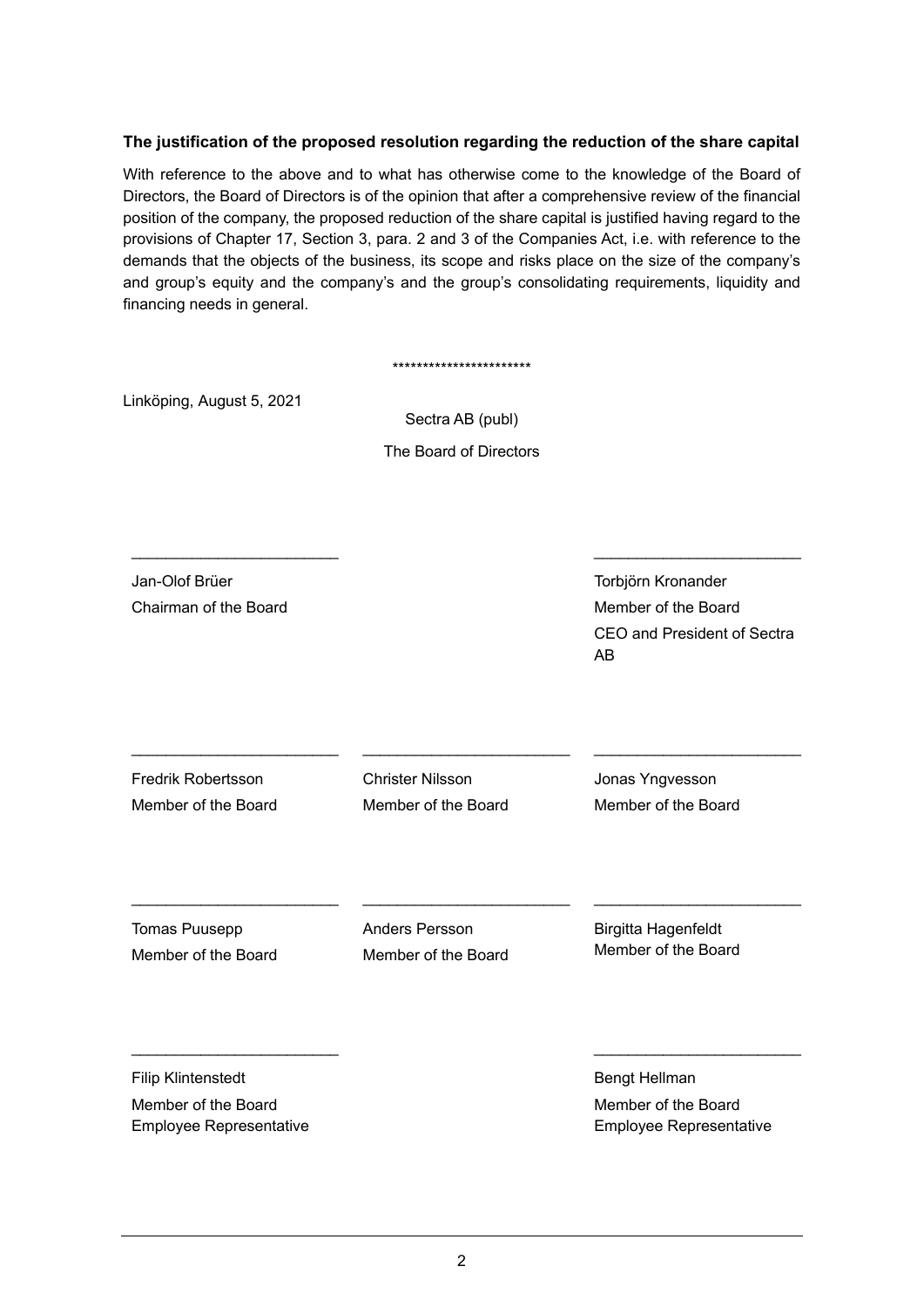**The justification of the proposed resolution regarding the reduction of the share capital**

With reference to the above and to what has otherwise come to the knowledge of the Board of Directors, the Board of Directors is of the opinion that after a comprehensive review of the financial position of the company, the proposed reduction of the share capital is justified having regard to the provisions of Chapter 17, Section 3, para. 2 and 3 of the Companies Act, i.e. with reference to the demands that the objects of the business, its scope and risks place on the size of the company's and group's equity and the company's and the group's consolidating requirements, liquidity and financing needs in general.

\*\*\*\*\*\*\*\*\*\*\*\*\*\*\*\*\*\*\*\*\*\*\*

Linköping, August 5, 2021

Sectra AB (publ)

The Board of Directors

\_\_\_\_\_\_\_\_\_\_\_\_\_\_\_\_\_\_\_\_\_\_\_\_

Jan-Olof Brüer
Chairman of the Board

\_\_\_\_\_\_\_\_\_\_\_\_\_\_\_\_\_\_\_\_\_\_\_\_

Torbjörn Kronander
Member of the Board
CEO and President of Sectra AB

\_\_\_\_\_\_\_\_\_\_\_\_\_\_\_\_\_\_\_\_\_\_\_\_

Fredrik Robertsson
Member of the Board

\_\_\_\_\_\_\_\_\_\_\_\_\_\_\_\_\_\_\_\_\_\_\_\_

Christer Nilsson
Member of the Board

\_\_\_\_\_\_\_\_\_\_\_\_\_\_\_\_\_\_\_\_\_\_\_\_

Jonas Yngvesson
Member of the Board

\_\_\_\_\_\_\_\_\_\_\_\_\_\_\_\_\_\_\_\_\_\_\_\_

Tomas Puusepp
Member of the Board

\_\_\_\_\_\_\_\_\_\_\_\_\_\_\_\_\_\_\_\_\_\_\_\_

Anders Persson
Member of the Board

\_\_\_\_\_\_\_\_\_\_\_\_\_\_\_\_\_\_\_\_\_\_\_\_

Birgitta Hagenfeldt
Member of the Board

\_\_\_\_\_\_\_\_\_\_\_\_\_\_\_\_\_\_\_\_\_\_\_\_

Filip Klintenstedt
Member of the Board
Employee Representative

\_\_\_\_\_\_\_\_\_\_\_\_\_\_\_\_\_\_\_\_\_\_\_\_

Bengt Hellman
Member of the Board
Employee Representative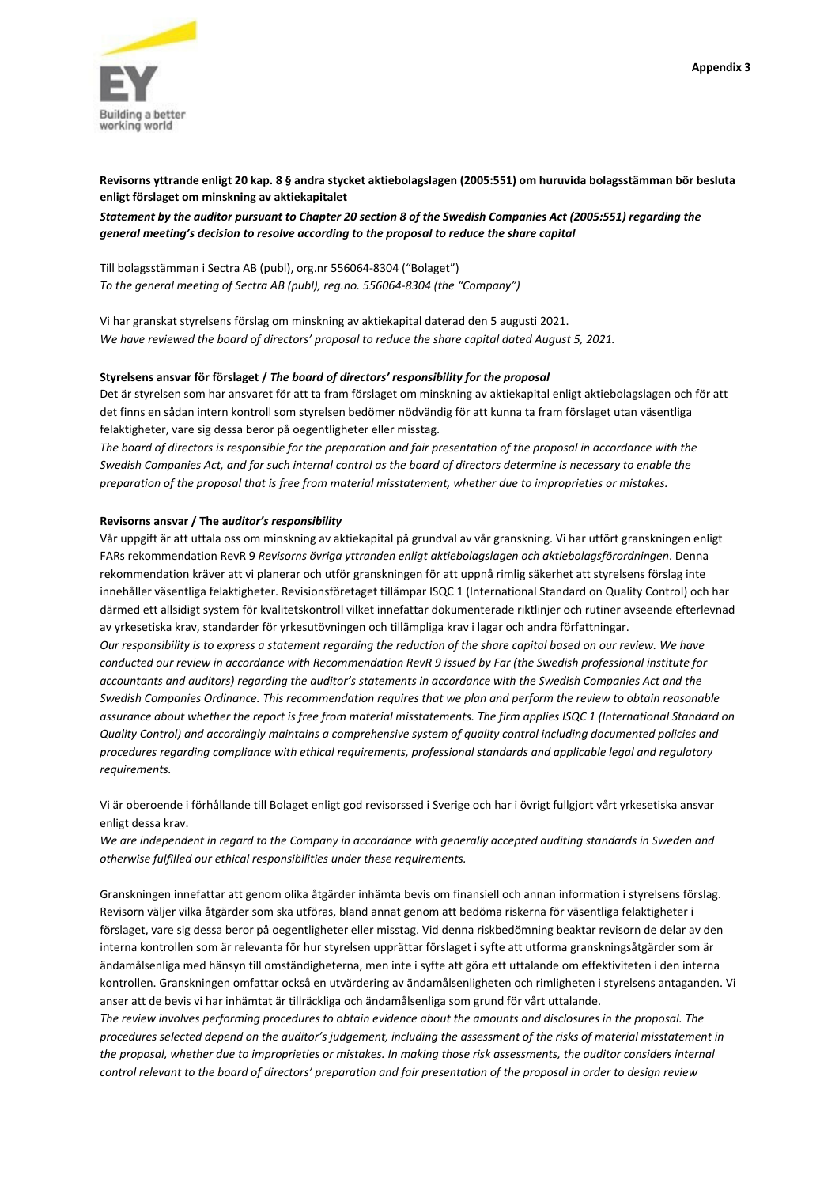**Appendix 3**

**Revisorns yttrande enligt 20 kap. 8 § andra stycket aktiebolagslagen (2005:551) om huruvida bolagsstämman bör besluta enligt förslaget om minskning av aktiekapitalet**

***Statement by the auditor pursuant to Chapter 20 section 8 of the Swedish Companies Act (2005:551) regarding the general meeting's decision to resolve according to the proposal to reduce the share capital***

Till bolagsstämman i Sectra AB (publ), org.nr 556064-8304 ("Bolaget")
*To the general meeting of Sectra AB (publ), reg.no. 556064-8304 (the "Company")*

Vi har granskat styrelsens förslag om minskning av aktiekapital daterad den 5 augusti 2021.
*We have reviewed the board of directors' proposal to reduce the share capital dated August 5, 2021.*

**Styrelsens ansvar för förslaget /** ***The board of directors' responsibility for the proposal***

Det är styrelsen som har ansvaret för att ta fram förslaget om minskning av aktiekapital enligt aktiebolagslagen och för att det finns en sådan intern kontroll som styrelsen bedömer nödvändig för att kunna ta fram förslaget utan väsentliga felaktigheter, vare sig dessa beror på oegentligheter eller misstag.
*The board of directors is responsible for the preparation and fair presentation of the proposal in accordance with the Swedish Companies Act, and for such internal control as the board of directors determine is necessary to enable the preparation of the proposal that is free from material misstatement, whether due to improprieties or mistakes.*

**Revisorns ansvar / The a*uditor's responsibility***

Vår uppgift är att uttala oss om minskning av aktiekapital på grundval av vår granskning. Vi har utfört granskningen enligt FARs rekommendation RevR 9 *Revisorns övriga yttranden enligt aktiebolagslagen och aktiebolagsförordningen*. Denna rekommendation kräver att vi planerar och utför granskningen för att uppnå rimlig säkerhet att styrelsens förslag inte innehåller väsentliga felaktigheter. Revisionsföretaget tillämpar ISQC 1 (International Standard on Quality Control) och har därmed ett allsidigt system för kvalitetskontroll vilket innefattar dokumenterade riktlinjer och rutiner avseende efterlevnad av yrkesetiska krav, standarder för yrkesutövningen och tillämpliga krav i lagar och andra författningar.
*Our responsibility is to express a statement regarding the reduction of the share capital based on our review. We have conducted our review in accordance with Recommendation RevR 9 issued by Far (the Swedish professional institute for accountants and auditors) regarding the auditor's statements in accordance with the Swedish Companies Act and the Swedish Companies Ordinance. This recommendation requires that we plan and perform the review to obtain reasonable assurance about whether the report is free from material misstatements. The firm applies ISQC 1 (International Standard on Quality Control) and accordingly maintains a comprehensive system of quality control including documented policies and procedures regarding compliance with ethical requirements, professional standards and applicable legal and regulatory requirements.*

Vi är oberoende i förhållande till Bolaget enligt god revisorssed i Sverige och har i övrigt fullgjort vårt yrkesetiska ansvar enligt dessa krav.
*We are independent in regard to the Company in accordance with generally accepted auditing standards in Sweden and otherwise fulfilled our ethical responsibilities under these requirements.*

Granskningen innefattar att genom olika åtgärder inhämta bevis om finansiell och annan information i styrelsens förslag. Revisorn väljer vilka åtgärder som ska utföras, bland annat genom att bedöma riskerna för väsentliga felaktigheter i förslaget, vare sig dessa beror på oegentligheter eller misstag. Vid denna riskbedömning beaktar revisorn de delar av den interna kontrollen som är relevanta för hur styrelsen upprättar förslaget i syfte att utforma granskningsåtgärder som är ändamålsenliga med hänsyn till omständigheterna, men inte i syfte att göra ett uttalande om effektiviteten i den interna kontrollen. Granskningen omfattar också en utvärdering av ändamålsenligheten och rimligheten i styrelsens antaganden. Vi anser att de bevis vi har inhämtat är tillräckliga och ändamålsenliga som grund för vårt uttalande.
*The review involves performing procedures to obtain evidence about the amounts and disclosures in the proposal. The procedures selected depend on the auditor's judgement, including the assessment of the risks of material misstatement in the proposal, whether due to improprieties or mistakes. In making those risk assessments, the auditor considers internal control relevant to the board of directors' preparation and fair presentation of the proposal in order to design review*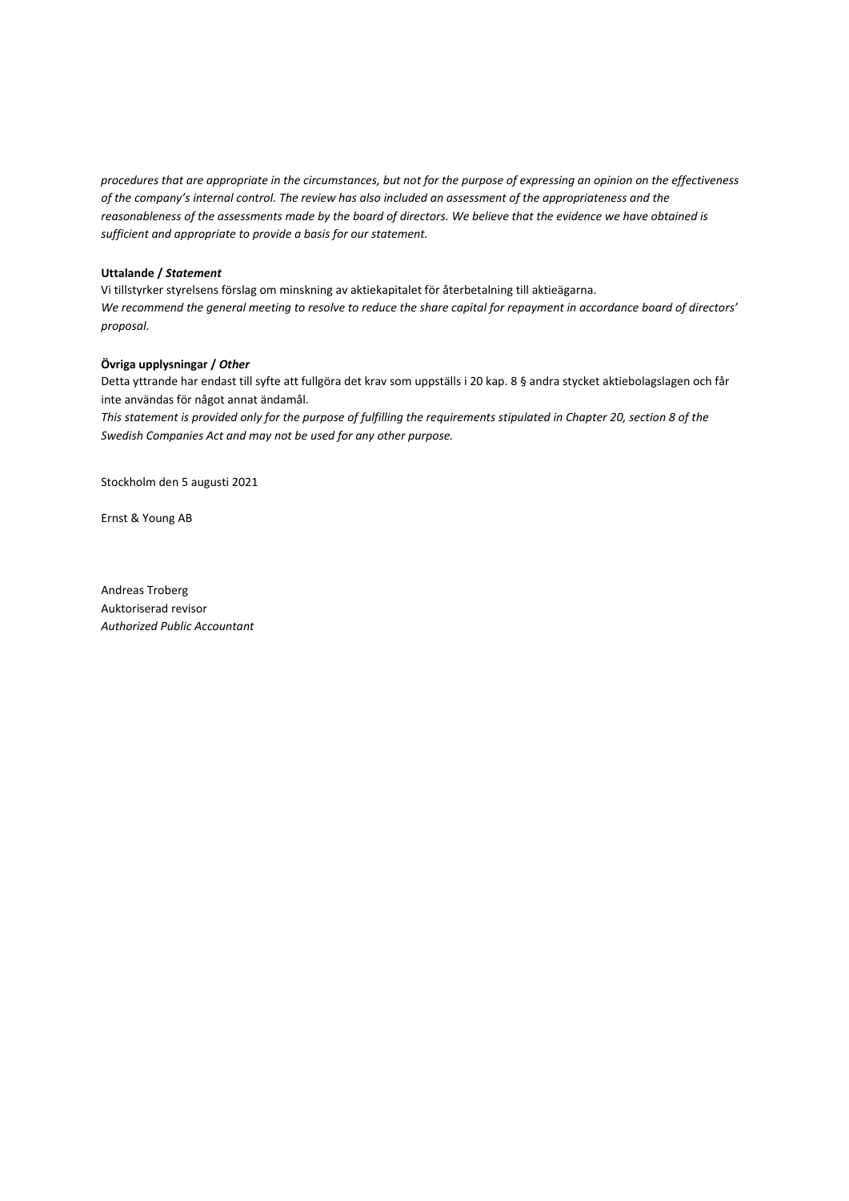*procedures that are appropriate in the circumstances, but not for the purpose of expressing an opinion on the effectiveness of the company's internal control. The review has also included an assessment of the appropriateness and the reasonableness of the assessments made by the board of directors. We believe that the evidence we have obtained is sufficient and appropriate to provide a basis for our statement.*

**Uttalande /** ***Statement***

Vi tillstyrker styrelsens förslag om minskning av aktiekapitalet för återbetalning till aktieägarna.

*We recommend the general meeting to resolve to reduce the share capital for repayment in accordance board of directors' proposal.*

**Övriga upplysningar /** ***Other***

Detta yttrande har endast till syfte att fullgöra det krav som uppställs i 20 kap. 8 § andra stycket aktiebolagslagen och får inte användas för något annat ändamål.

*This statement is provided only for the purpose of fulfilling the requirements stipulated in Chapter 20, section 8 of the Swedish Companies Act and may not be used for any other purpose.*

Stockholm den 5 augusti 2021

Ernst & Young AB

Andreas Troberg
Auktoriserad revisor
*Authorized Public Accountant*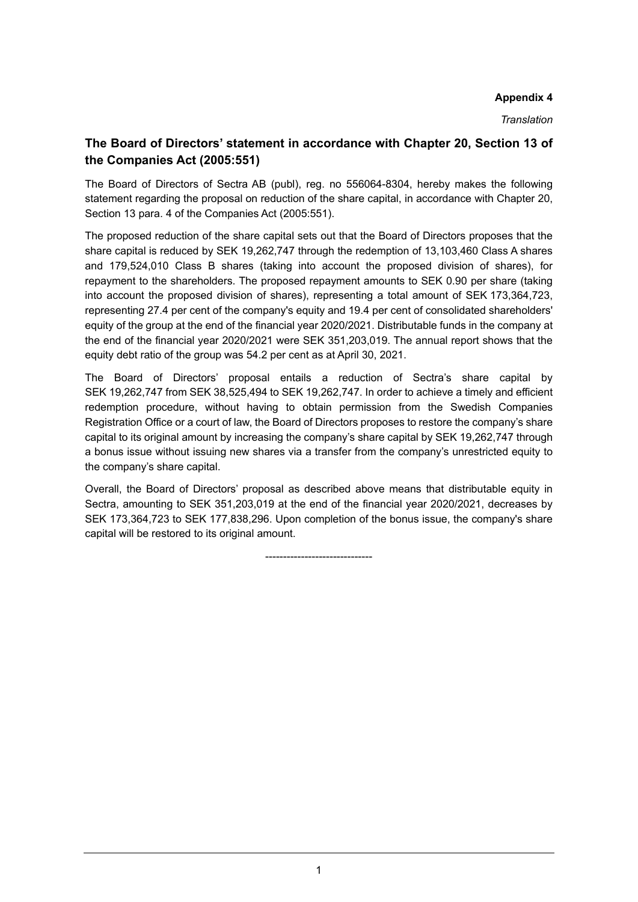**Appendix 4**

*Translation*

## The Board of Directors' statement in accordance with Chapter 20, Section 13 of the Companies Act (2005:551)

The Board of Directors of Sectra AB (publ), reg. no 556064-8304, hereby makes the following statement regarding the proposal on reduction of the share capital, in accordance with Chapter 20, Section 13 para. 4 of the Companies Act (2005:551).

The proposed reduction of the share capital sets out that the Board of Directors proposes that the share capital is reduced by SEK 19,262,747 through the redemption of 13,103,460 Class A shares and 179,524,010 Class B shares (taking into account the proposed division of shares), for repayment to the shareholders. The proposed repayment amounts to SEK 0.90 per share (taking into account the proposed division of shares), representing a total amount of SEK 173,364,723, representing 27.4 per cent of the company's equity and 19.4 per cent of consolidated shareholders' equity of the group at the end of the financial year 2020/2021. Distributable funds in the company at the end of the financial year 2020/2021 were SEK 351,203,019. The annual report shows that the equity debt ratio of the group was 54.2 per cent as at April 30, 2021.

The Board of Directors' proposal entails a reduction of Sectra's share capital by SEK 19,262,747 from SEK 38,525,494 to SEK 19,262,747. In order to achieve a timely and efficient redemption procedure, without having to obtain permission from the Swedish Companies Registration Office or a court of law, the Board of Directors proposes to restore the company's share capital to its original amount by increasing the company's share capital by SEK 19,262,747 through a bonus issue without issuing new shares via a transfer from the company's unrestricted equity to the company's share capital.

Overall, the Board of Directors' proposal as described above means that distributable equity in Sectra, amounting to SEK 351,203,019 at the end of the financial year 2020/2021, decreases by SEK 173,364,723 to SEK 177,838,296. Upon completion of the bonus issue, the company's share capital will be restored to its original amount.

------------------------------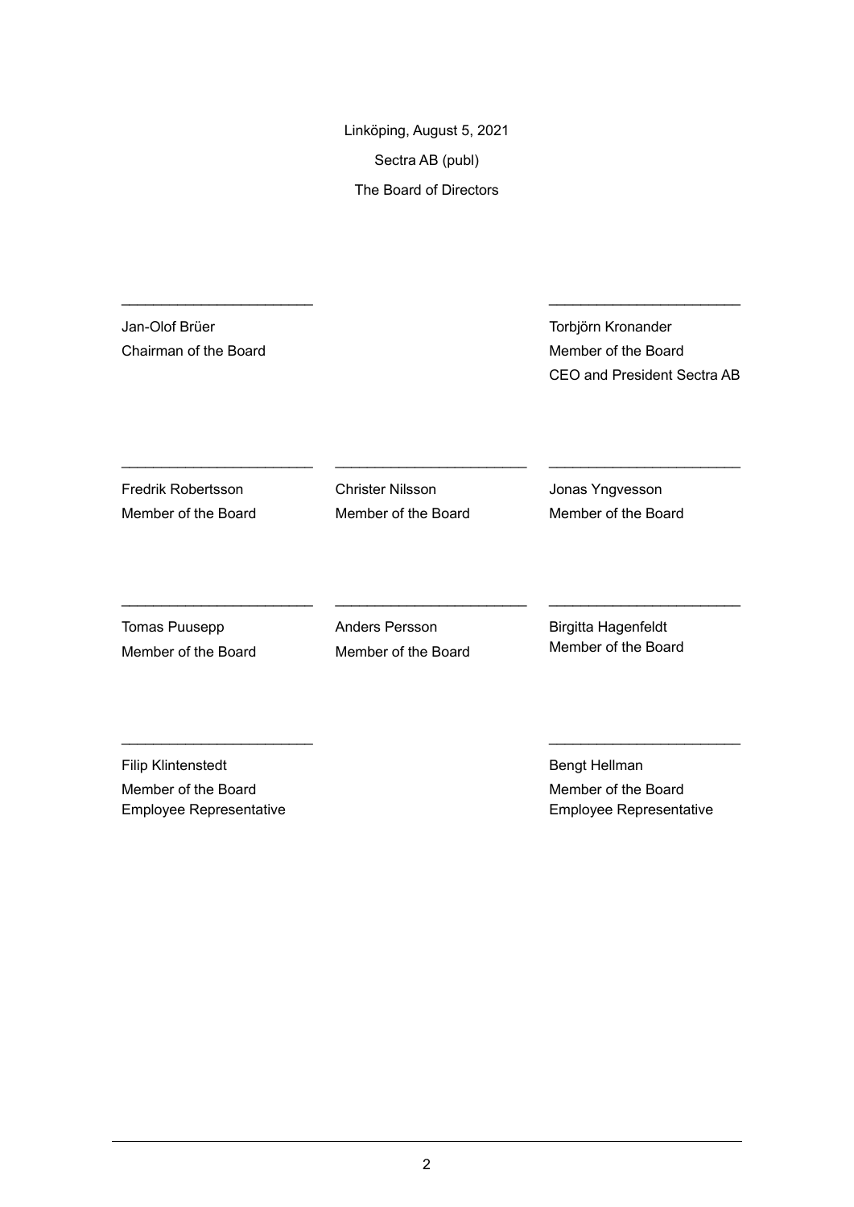Linköping, August 5, 2021

Sectra AB (publ)

The Board of Directors

| | | |
|---|---|---|
| _______________________ | | _______________________ |
| Jan-Olof Brüer<br>Chairman of the Board | | Torbjörn Kronander<br>Member of the Board<br>CEO and President Sectra AB |
| _______________________ | _______________________ | _______________________ |
| Fredrik Robertsson<br>Member of the Board | Christer Nilsson<br>Member of the Board | Jonas Yngvesson<br>Member of the Board |
| _______________________ | _______________________ | _______________________ |
| Tomas Puusepp<br>Member of the Board | Anders Persson<br>Member of the Board | Birgitta Hagenfeldt<br>Member of the Board |
| _______________________ | | _______________________ |
| Filip Klintenstedt<br>Member of the Board<br>Employee Representative | | Bengt Hellman<br>Member of the Board<br>Employee Representative |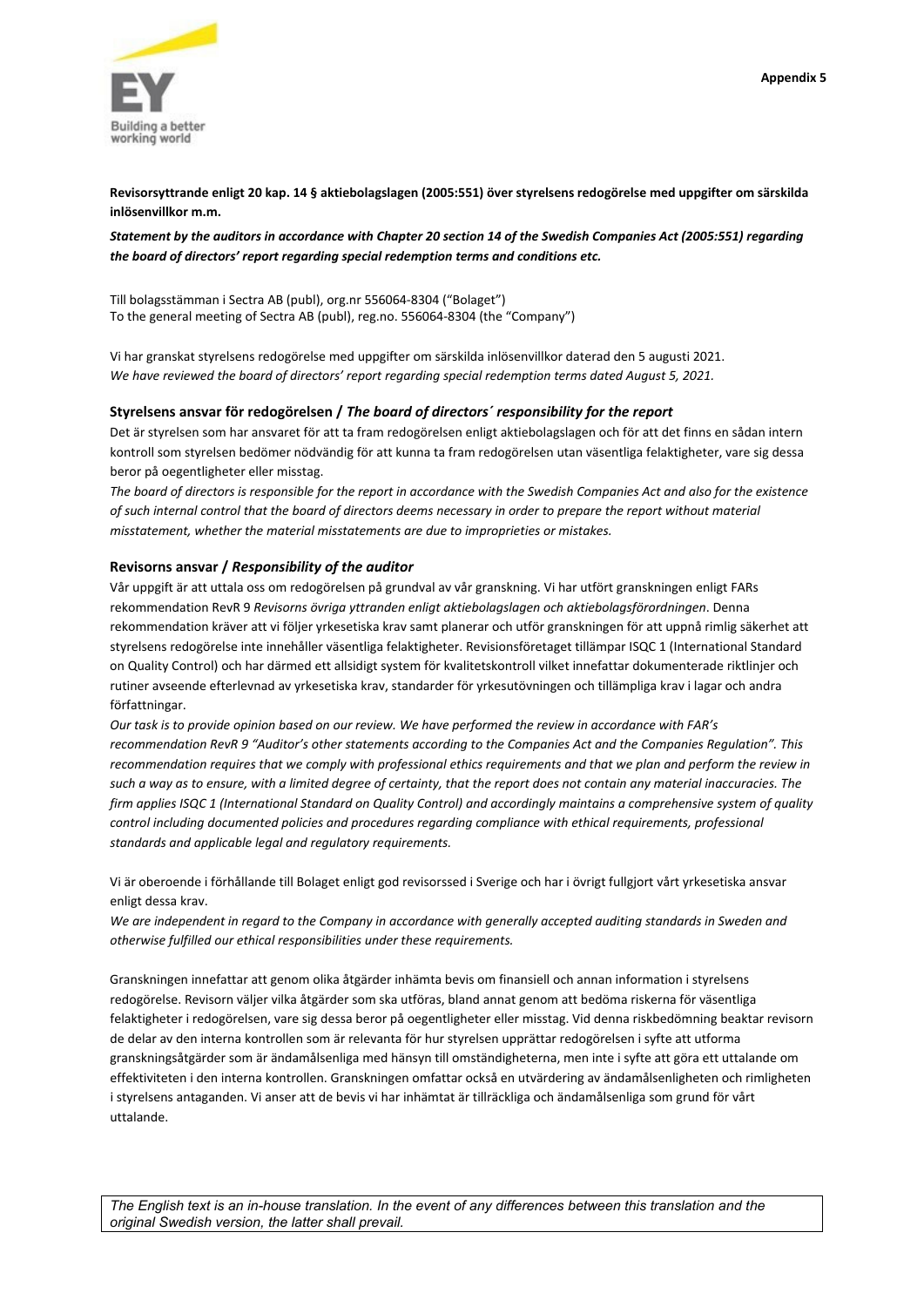Appendix 5

**Revisorsyttrande enligt 20 kap. 14 § aktiebolagslagen (2005:551) över styrelsens redogörelse med uppgifter om särskilda inlösenvillkor m.m.**

***Statement by the auditors in accordance with Chapter 20 section 14 of the Swedish Companies Act (2005:551) regarding the board of directors' report regarding special redemption terms and conditions etc.***

Till bolagsstämman i Sectra AB (publ), org.nr 556064-8304 ("Bolaget")
To the general meeting of Sectra AB (publ), reg.no. 556064-8304 (the "Company")

Vi har granskat styrelsens redogörelse med uppgifter om särskilda inlösenvillkor daterad den 5 augusti 2021.
*We have reviewed the board of directors' report regarding special redemption terms dated August 5, 2021.*

### Styrelsens ansvar för redogörelsen / *The board of directors´ responsibility for the report*

Det är styrelsen som har ansvaret för att ta fram redogörelsen enligt aktiebolagslagen och för att det finns en sådan intern kontroll som styrelsen bedömer nödvändig för att kunna ta fram redogörelsen utan väsentliga felaktigheter, vare sig dessa beror på oegentligheter eller misstag.
*The board of directors is responsible for the report in accordance with the Swedish Companies Act and also for the existence of such internal control that the board of directors deems necessary in order to prepare the report without material misstatement, whether the material misstatements are due to improprieties or mistakes.*

### Revisorns ansvar / *Responsibility of the auditor*

Vår uppgift är att uttala oss om redogörelsen på grundval av vår granskning. Vi har utfört granskningen enligt FARs rekommendation RevR 9 *Revisorns övriga yttranden enligt aktiebolagslagen och aktiebolagsförordningen*. Denna rekommendation kräver att vi följer yrkesetiska krav samt planerar och utför granskningen för att uppnå rimlig säkerhet att styrelsens redogörelse inte innehåller väsentliga felaktigheter. Revisionsföretaget tillämpar ISQC 1 (International Standard on Quality Control) och har därmed ett allsidigt system för kvalitetskontroll vilket innefattar dokumenterade riktlinjer och rutiner avseende efterlevnad av yrkesetiska krav, standarder för yrkesutövningen och tillämpliga krav i lagar och andra författningar.
*Our task is to provide opinion based on our review. We have performed the review in accordance with FAR's recommendation RevR 9 "Auditor's other statements according to the Companies Act and the Companies Regulation". This recommendation requires that we comply with professional ethics requirements and that we plan and perform the review in such a way as to ensure, with a limited degree of certainty, that the report does not contain any material inaccuracies. The firm applies ISQC 1 (International Standard on Quality Control) and accordingly maintains a comprehensive system of quality control including documented policies and procedures regarding compliance with ethical requirements, professional standards and applicable legal and regulatory requirements.*

Vi är oberoende i förhållande till Bolaget enligt god revisorssed i Sverige och har i övrigt fullgjort vårt yrkesetiska ansvar enligt dessa krav.
*We are independent in regard to the Company in accordance with generally accepted auditing standards in Sweden and otherwise fulfilled our ethical responsibilities under these requirements.*

Granskningen innefattar att genom olika åtgärder inhämta bevis om finansiell och annan information i styrelsens redogörelse. Revisorn väljer vilka åtgärder som ska utföras, bland annat genom att bedöma riskerna för väsentliga felaktigheter i redogörelsen, vare sig dessa beror på oegentligheter eller misstag. Vid denna riskbedömning beaktar revisorn de delar av den interna kontrollen som är relevanta för hur styrelsen upprättar redogörelsen i syfte att utforma granskningsåtgärder som är ändamålsenliga med hänsyn till omständigheterna, men inte i syfte att göra ett uttalande om effektiviteten i den interna kontrollen. Granskningen omfattar också en utvärdering av ändamålsenligheten och rimligheten i styrelsens antaganden. Vi anser att de bevis vi har inhämtat är tillräckliga och ändamålsenliga som grund för vårt uttalande.

*The English text is an in-house translation. In the event of any differences between this translation and the original Swedish version, the latter shall prevail.*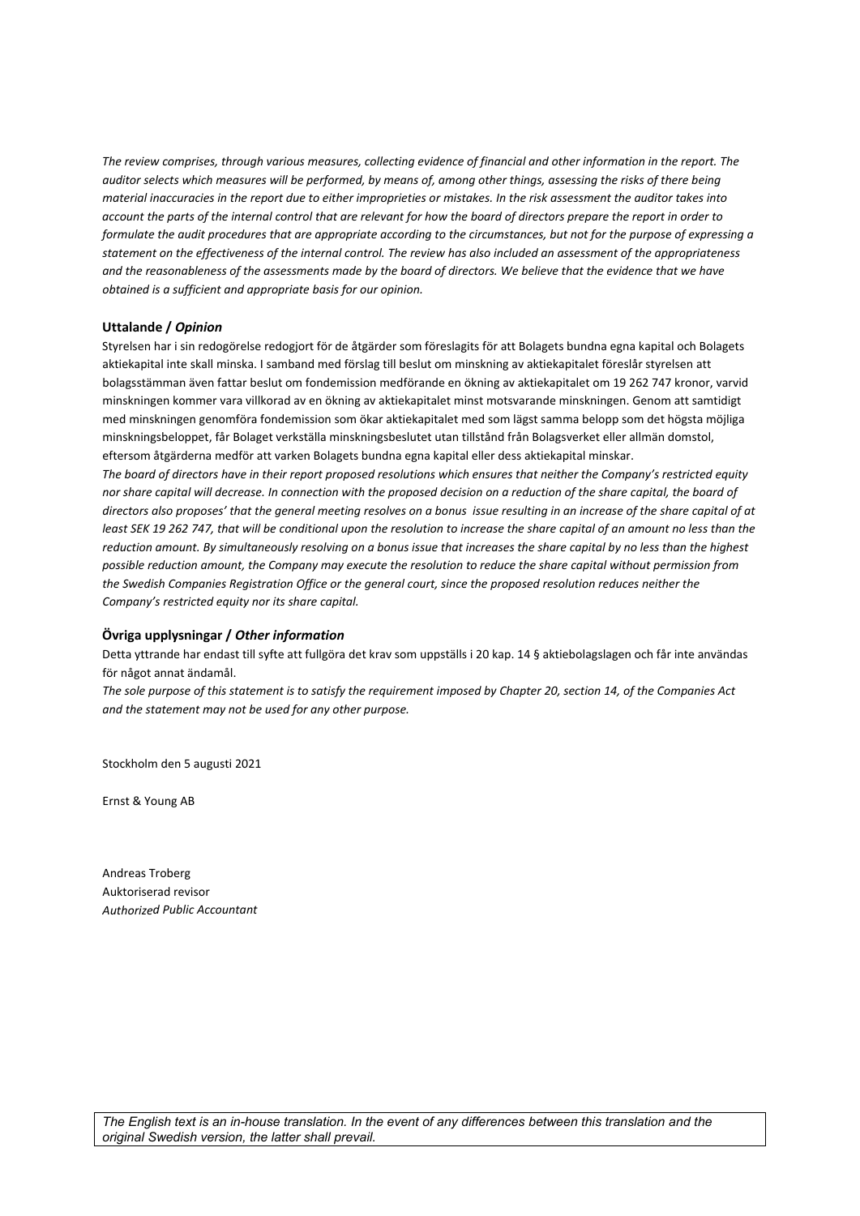*The review comprises, through various measures, collecting evidence of financial and other information in the report. The auditor selects which measures will be performed, by means of, among other things, assessing the risks of there being material inaccuracies in the report due to either improprieties or mistakes. In the risk assessment the auditor takes into account the parts of the internal control that are relevant for how the board of directors prepare the report in order to formulate the audit procedures that are appropriate according to the circumstances, but not for the purpose of expressing a statement on the effectiveness of the internal control. The review has also included an assessment of the appropriateness and the reasonableness of the assessments made by the board of directors. We believe that the evidence that we have obtained is a sufficient and appropriate basis for our opinion.*

**Uttalande / *Opinion***

Styrelsen har i sin redogörelse redogjort för de åtgärder som föreslagits för att Bolagets bundna egna kapital och Bolagets aktiekapital inte skall minska. I samband med förslag till beslut om minskning av aktiekapitalet föreslår styrelsen att bolagsstämman även fattar beslut om fondemission medförande en ökning av aktiekapitalet om 19 262 747 kronor, varvid minskningen kommer vara villkorad av en ökning av aktiekapitalet minst motsvarande minskningen. Genom att samtidigt med minskningen genomföra fondemission som ökar aktiekapitalet med som lägst samma belopp som det högsta möjliga minskningsbeloppet, får Bolaget verkställa minskningsbeslutet utan tillstånd från Bolagsverket eller allmän domstol, eftersom åtgärderna medför att varken Bolagets bundna egna kapital eller dess aktiekapital minskar.

*The board of directors have in their report proposed resolutions which ensures that neither the Company's restricted equity nor share capital will decrease. In connection with the proposed decision on a reduction of the share capital, the board of directors also proposes' that the general meeting resolves on a bonus issue resulting in an increase of the share capital of at least SEK 19 262 747, that will be conditional upon the resolution to increase the share capital of an amount no less than the reduction amount. By simultaneously resolving on a bonus issue that increases the share capital by no less than the highest possible reduction amount, the Company may execute the resolution to reduce the share capital without permission from the Swedish Companies Registration Office or the general court, since the proposed resolution reduces neither the Company's restricted equity nor its share capital.*

**Övriga upplysningar / *Other information***

Detta yttrande har endast till syfte att fullgöra det krav som uppställs i 20 kap. 14 § aktiebolagslagen och får inte användas för något annat ändamål.

*The sole purpose of this statement is to satisfy the requirement imposed by Chapter 20, section 14, of the Companies Act and the statement may not be used for any other purpose.*

Stockholm den 5 augusti 2021

Ernst & Young AB

Andreas Troberg
Auktoriserad revisor
*Authorized Public Accountant*

*The English text is an in-house translation. In the event of any differences between this translation and the original Swedish version, the latter shall prevail.*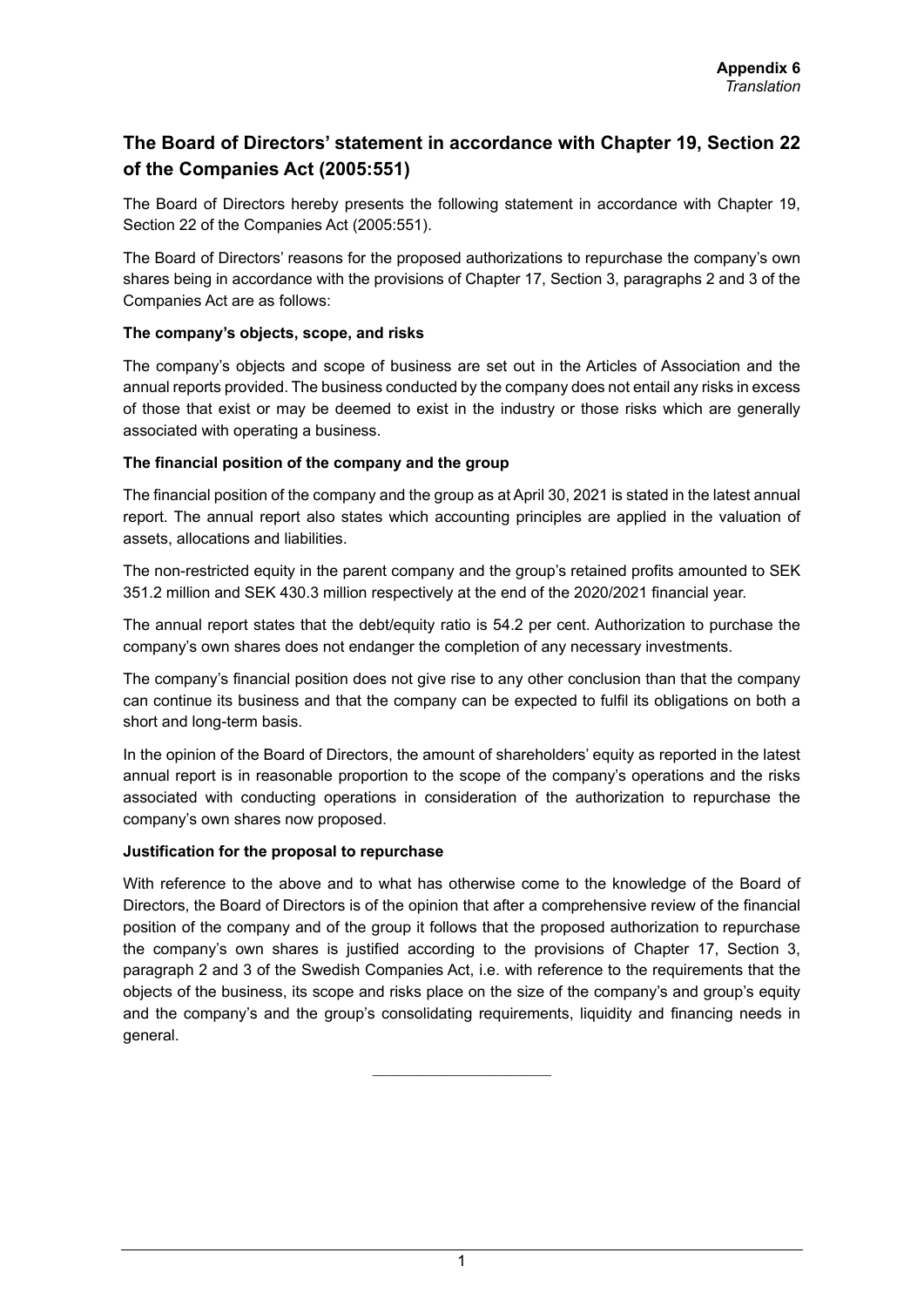**Appendix 6**
*Translation*

## The Board of Directors' statement in accordance with Chapter 19, Section 22 of the Companies Act (2005:551)

The Board of Directors hereby presents the following statement in accordance with Chapter 19, Section 22 of the Companies Act (2005:551).

The Board of Directors' reasons for the proposed authorizations to repurchase the company's own shares being in accordance with the provisions of Chapter 17, Section 3, paragraphs 2 and 3 of the Companies Act are as follows:

**The company's objects, scope, and risks**

The company's objects and scope of business are set out in the Articles of Association and the annual reports provided. The business conducted by the company does not entail any risks in excess of those that exist or may be deemed to exist in the industry or those risks which are generally associated with operating a business.

**The financial position of the company and the group**

The financial position of the company and the group as at April 30, 2021 is stated in the latest annual report. The annual report also states which accounting principles are applied in the valuation of assets, allocations and liabilities.

The non-restricted equity in the parent company and the group's retained profits amounted to SEK 351.2 million and SEK 430.3 million respectively at the end of the 2020/2021 financial year.

The annual report states that the debt/equity ratio is 54.2 per cent. Authorization to purchase the company's own shares does not endanger the completion of any necessary investments.

The company's financial position does not give rise to any other conclusion than that the company can continue its business and that the company can be expected to fulfil its obligations on both a short and long-term basis.

In the opinion of the Board of Directors, the amount of shareholders' equity as reported in the latest annual report is in reasonable proportion to the scope of the company's operations and the risks associated with conducting operations in consideration of the authorization to repurchase the company's own shares now proposed.

**Justification for the proposal to repurchase**

With reference to the above and to what has otherwise come to the knowledge of the Board of Directors, the Board of Directors is of the opinion that after a comprehensive review of the financial position of the company and of the group it follows that the proposed authorization to repurchase the company's own shares is justified according to the provisions of Chapter 17, Section 3, paragraph 2 and 3 of the Swedish Companies Act, i.e. with reference to the requirements that the objects of the business, its scope and risks place on the size of the company's and group's equity and the company's and the group's consolidating requirements, liquidity and financing needs in general.

---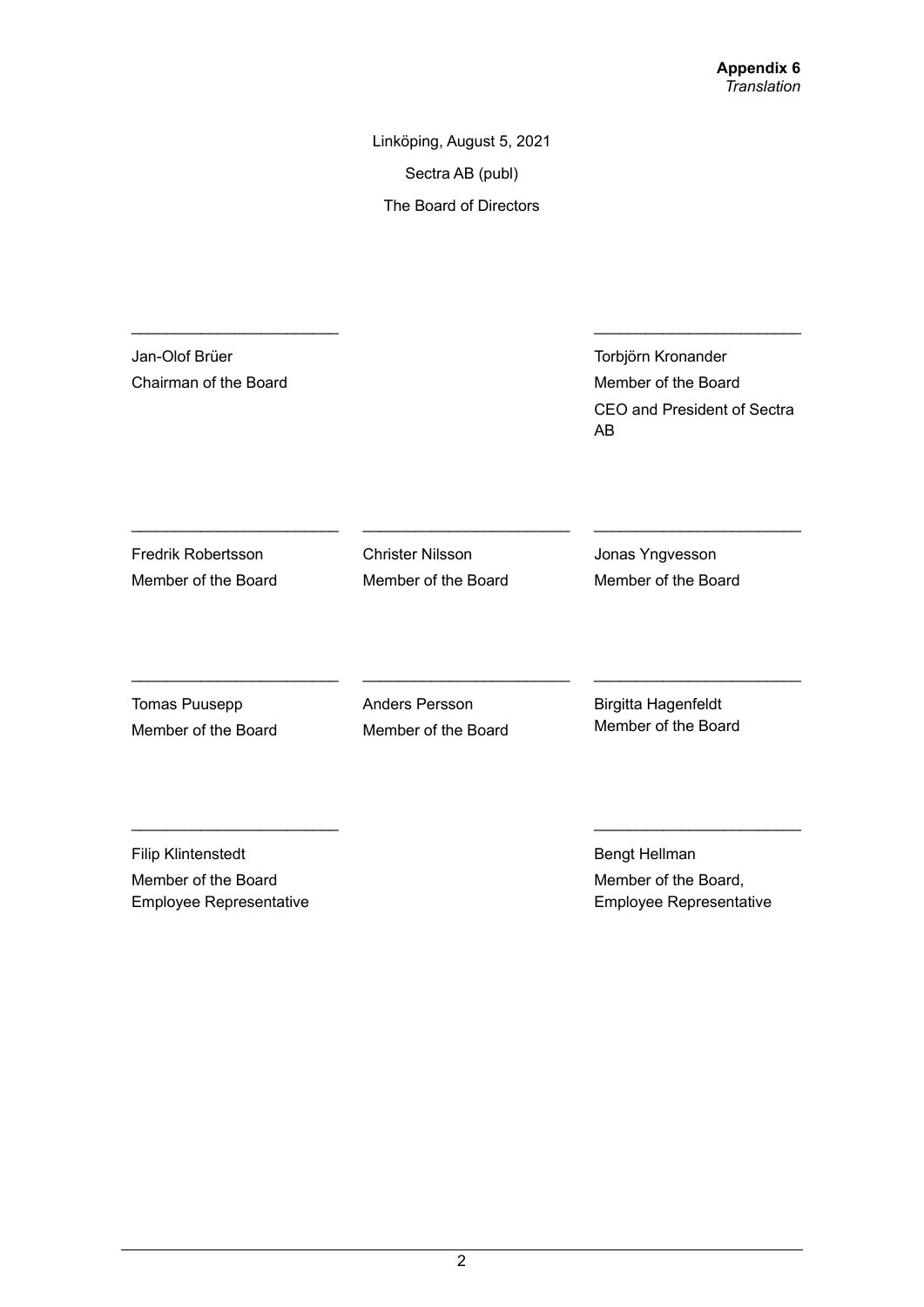**Appendix 6**
*Translation*

Linköping, August 5, 2021

Sectra AB (publ)

The Board of Directors

_______________________

Jan-Olof Brüer
Chairman of the Board

_______________________

Torbjörn Kronander
Member of the Board
CEO and President of Sectra AB

_______________________

Fredrik Robertsson
Member of the Board

_______________________

Christer Nilsson
Member of the Board

_______________________

Jonas Yngvesson
Member of the Board

_______________________

Tomas Puusepp
Member of the Board

_______________________

Anders Persson
Member of the Board

_______________________

Birgitta Hagenfeldt
Member of the Board

_______________________

Filip Klintenstedt
Member of the Board
Employee Representative

_______________________

Bengt Hellman
Member of the Board,
Employee Representative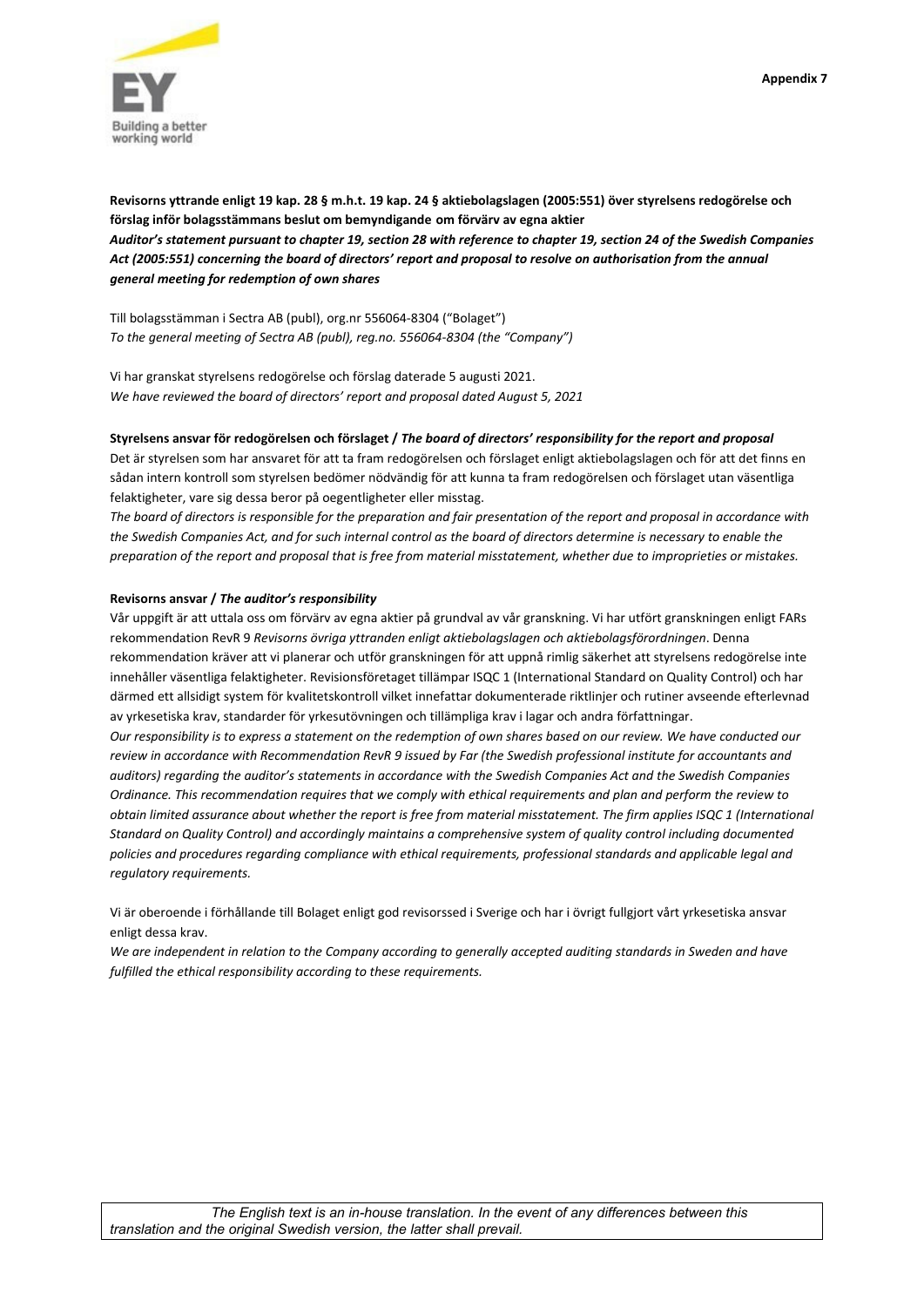**Appendix 7**

**Revisorns yttrande enligt 19 kap. 28 § m.h.t. 19 kap. 24 § aktiebolagslagen (2005:551) över styrelsens redogörelse och förslag inför bolagsstämmans beslut om bemyndigande om förvärv av egna aktier**
***Auditor's statement pursuant to chapter 19, section 28 with reference to chapter 19, section 24 of the Swedish Companies Act (2005:551) concerning the board of directors' report and proposal to resolve on authorisation from the annual general meeting for redemption of own shares***

Till bolagsstämman i Sectra AB (publ), org.nr 556064-8304 ("Bolaget")
*To the general meeting of Sectra AB (publ), reg.no. 556064-8304 (the "Company")*

Vi har granskat styrelsens redogörelse och förslag daterade 5 augusti 2021.
*We have reviewed the board of directors' report and proposal dated August 5, 2021*

**Styrelsens ansvar för redogörelsen och förslaget /** ***The board of directors' responsibility for the report and proposal***

Det är styrelsen som har ansvaret för att ta fram redogörelsen och förslaget enligt aktiebolagslagen och för att det finns en sådan intern kontroll som styrelsen bedömer nödvändig för att kunna ta fram redogörelsen och förslaget utan väsentliga felaktigheter, vare sig dessa beror på oegentligheter eller misstag.
*The board of directors is responsible for the preparation and fair presentation of the report and proposal in accordance with the Swedish Companies Act, and for such internal control as the board of directors determine is necessary to enable the preparation of the report and proposal that is free from material misstatement, whether due to improprieties or mistakes.*

**Revisorns ansvar /** ***The auditor's responsibility***

Vår uppgift är att uttala oss om förvärv av egna aktier på grundval av vår granskning. Vi har utfört granskningen enligt FARs rekommendation RevR 9 *Revisorns övriga yttranden enligt aktiebolagslagen och aktiebolagsförordningen*. Denna rekommendation kräver att vi planerar och utför granskningen för att uppnå rimlig säkerhet att styrelsens redogörelse inte innehåller väsentliga felaktigheter. Revisionsföretaget tillämpar ISQC 1 (International Standard on Quality Control) och har därmed ett allsidigt system för kvalitetskontroll vilket innefattar dokumenterade riktlinjer och rutiner avseende efterlevnad av yrkesetiska krav, standarder för yrkesutövningen och tillämpliga krav i lagar och andra författningar.
*Our responsibility is to express a statement on the redemption of own shares based on our review. We have conducted our review in accordance with Recommendation RevR 9 issued by Far (the Swedish professional institute for accountants and auditors) regarding the auditor's statements in accordance with the Swedish Companies Act and the Swedish Companies Ordinance. This recommendation requires that we comply with ethical requirements and plan and perform the review to obtain limited assurance about whether the report is free from material misstatement. The firm applies ISQC 1 (International Standard on Quality Control) and accordingly maintains a comprehensive system of quality control including documented policies and procedures regarding compliance with ethical requirements, professional standards and applicable legal and regulatory requirements.*

Vi är oberoende i förhållande till Bolaget enligt god revisorssed i Sverige och har i övrigt fullgjort vårt yrkesetiska ansvar enligt dessa krav.
*We are independent in relation to the Company according to generally accepted auditing standards in Sweden and have fulfilled the ethical responsibility according to these requirements.*

*The English text is an in-house translation. In the event of any differences between this translation and the original Swedish version, the latter shall prevail.*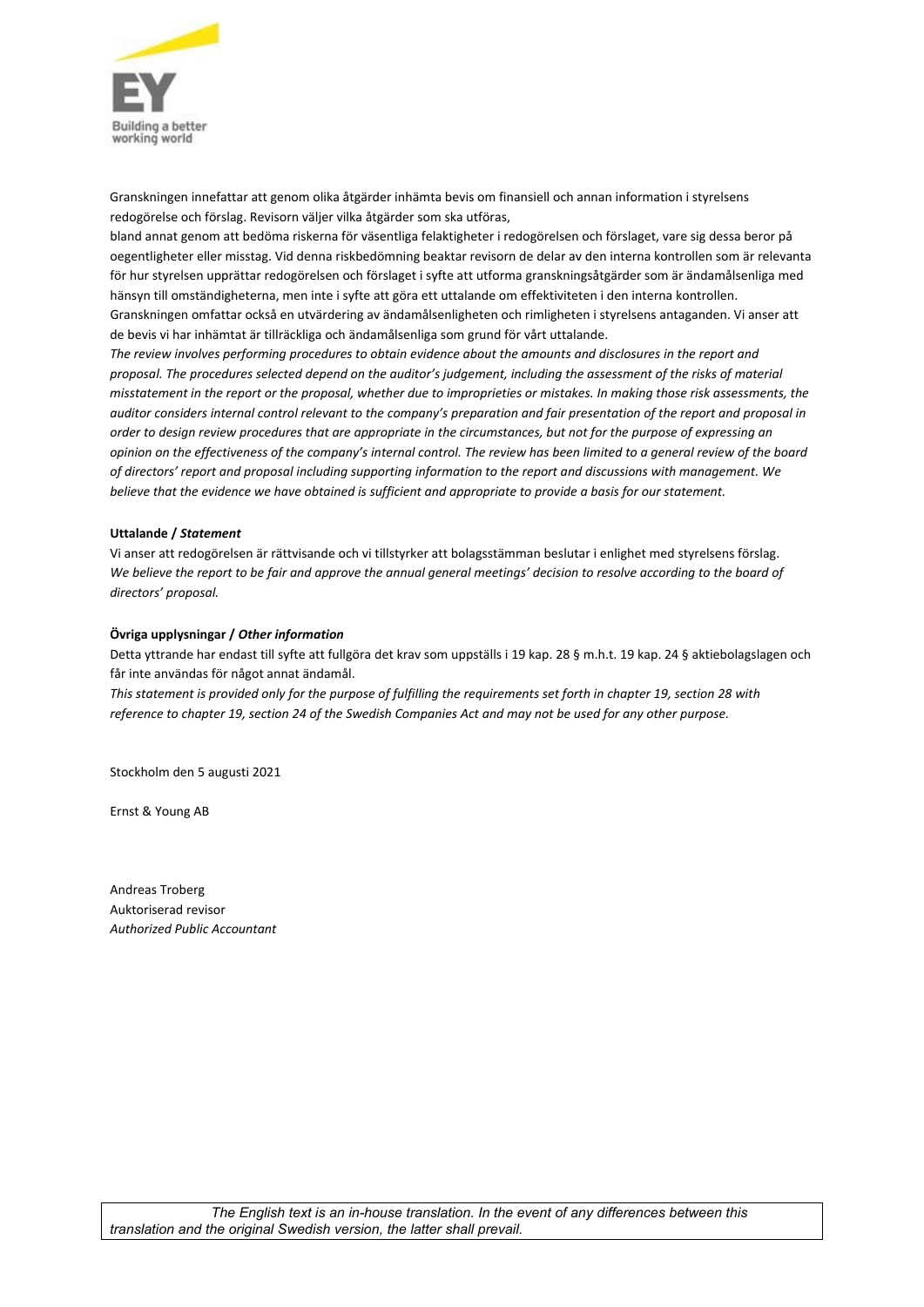Granskningen innefattar att genom olika åtgärder inhämta bevis om finansiell och annan information i styrelsens redogörelse och förslag. Revisorn väljer vilka åtgärder som ska utföras, bland annat genom att bedöma riskerna för väsentliga felaktigheter i redogörelsen och förslaget, vare sig dessa beror på oegentligheter eller misstag. Vid denna riskbedömning beaktar revisorn de delar av den interna kontrollen som är relevanta för hur styrelsen upprättar redogörelsen och förslaget i syfte att utforma granskningsåtgärder som är ändamålsenliga med hänsyn till omständigheterna, men inte i syfte att göra ett uttalande om effektiviteten i den interna kontrollen. Granskningen omfattar också en utvärdering av ändamålsenligheten och rimligheten i styrelsens antaganden. Vi anser att de bevis vi har inhämtat är tillräckliga och ändamålsenliga som grund för vårt uttalande.

*The review involves performing procedures to obtain evidence about the amounts and disclosures in the report and proposal. The procedures selected depend on the auditor's judgement, including the assessment of the risks of material misstatement in the report or the proposal, whether due to improprieties or mistakes. In making those risk assessments, the auditor considers internal control relevant to the company's preparation and fair presentation of the report and proposal in order to design review procedures that are appropriate in the circumstances, but not for the purpose of expressing an opinion on the effectiveness of the company's internal control. The review has been limited to a general review of the board of directors' report and proposal including supporting information to the report and discussions with management. We believe that the evidence we have obtained is sufficient and appropriate to provide a basis for our statement.*

**Uttalande / *Statement***

Vi anser att redogörelsen är rättvisande och vi tillstyrker att bolagsstämman beslutar i enlighet med styrelsens förslag.
*We believe the report to be fair and approve the annual general meetings' decision to resolve according to the board of directors' proposal.*

**Övriga upplysningar / *Other information***

Detta yttrande har endast till syfte att fullgöra det krav som uppställs i 19 kap. 28 § m.h.t. 19 kap. 24 § aktiebolagslagen och får inte användas för något annat ändamål.
*This statement is provided only for the purpose of fulfilling the requirements set forth in chapter 19, section 28 with reference to chapter 19, section 24 of the Swedish Companies Act and may not be used for any other purpose.*

Stockholm den 5 augusti 2021

Ernst & Young AB

Andreas Troberg
Auktoriserad revisor
*Authorized Public Accountant*

*The English text is an in-house translation. In the event of any differences between this translation and the original Swedish version, the latter shall prevail.*